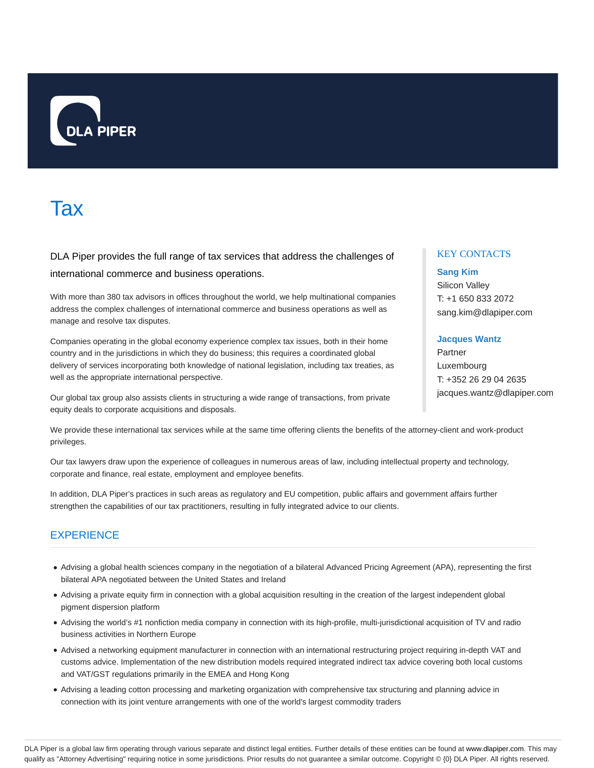DLA PIPER

# Tax

DLA Piper provides the full range of tax services that address the challenges of international commerce and business operations.

With more than 380 tax advisors in offices throughout the world, we help multinational companies address the complex challenges of international commerce and business operations as well as manage and resolve tax disputes.

Companies operating in the global economy experience complex tax issues, both in their home country and in the jurisdictions in which they do business; this requires a coordinated global delivery of services incorporating both knowledge of national legislation, including tax treaties, as well as the appropriate international perspective.

Our global tax group also assists clients in structuring a wide range of transactions, from private equity deals to corporate acquisitions and disposals.

We provide these international tax services while at the same time offering clients the benefits of the attorney-client and work-product privileges.

Our tax lawyers draw upon the experience of colleagues in numerous areas of law, including intellectual property and technology, corporate and finance, real estate, employment and employee benefits.

In addition, DLA Piper's practices in such areas as regulatory and EU competition, public affairs and government affairs further strengthen the capabilities of our tax practitioners, resulting in fully integrated advice to our clients.

### KEY CONTACTS

**Sang Kim**
Silicon Valley
T: +1 650 833 2072
sang.kim@dlapiper.com

**Jacques Wantz**
Partner
Luxembourg
T: +352 26 29 04 2635
jacques.wantz@dlapiper.com

## EXPERIENCE

- Advising a global health sciences company in the negotiation of a bilateral Advanced Pricing Agreement (APA), representing the first bilateral APA negotiated between the United States and Ireland
- Advising a private equity firm in connection with a global acquisition resulting in the creation of the largest independent global pigment dispersion platform
- Advising the world's #1 nonfiction media company in connection with its high-profile, multi-jurisdictional acquisition of TV and radio business activities in Northern Europe
- Advised a networking equipment manufacturer in connection with an international restructuring project requiring in-depth VAT and customs advice. Implementation of the new distribution models required integrated indirect tax advice covering both local customs and VAT/GST regulations primarily in the EMEA and Hong Kong
- Advising a leading cotton processing and marketing organization with comprehensive tax structuring and planning advice in connection with its joint venture arrangements with one of the world's largest commodity traders

DLA Piper is a global law firm operating through various separate and distinct legal entities. Further details of these entities can be found at www.dlapiper.com. This may qualify as "Attorney Advertising" requiring notice in some jurisdictions. Prior results do not guarantee a similar outcome. Copyright © {0} DLA Piper. All rights reserved.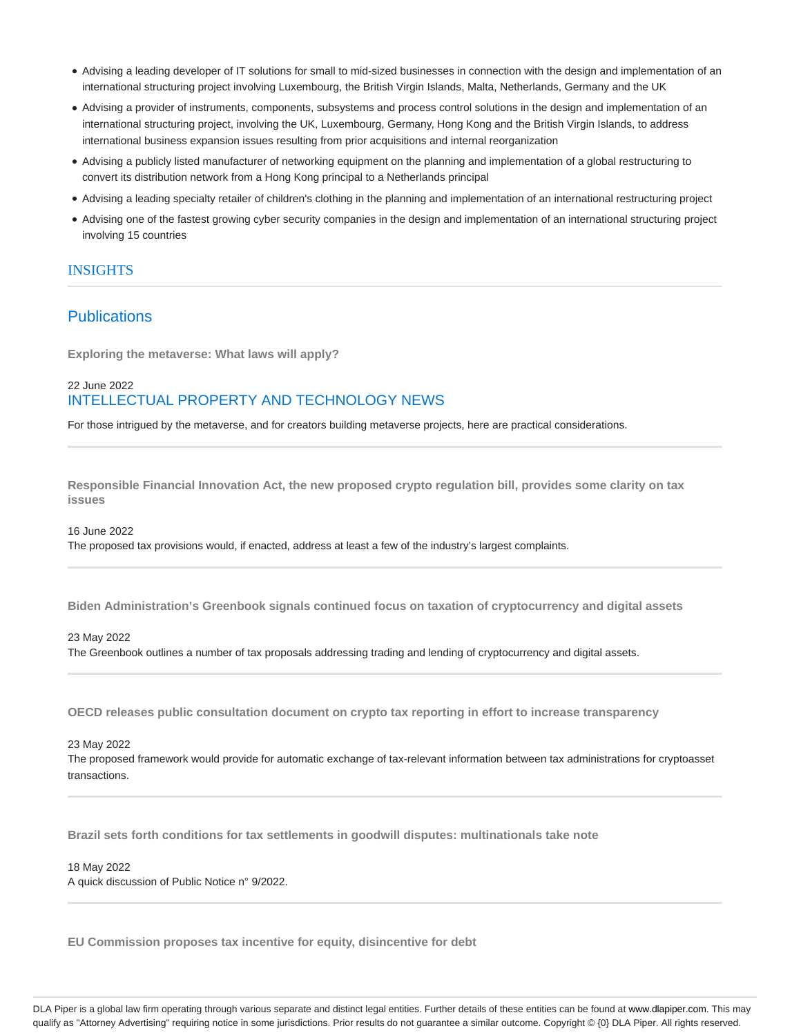- Advising a leading developer of IT solutions for small to mid-sized businesses in connection with the design and implementation of an international structuring project involving Luxembourg, the British Virgin Islands, Malta, Netherlands, Germany and the UK
- Advising a provider of instruments, components, subsystems and process control solutions in the design and implementation of an international structuring project, involving the UK, Luxembourg, Germany, Hong Kong and the British Virgin Islands, to address international business expansion issues resulting from prior acquisitions and internal reorganization
- Advising a publicly listed manufacturer of networking equipment on the planning and implementation of a global restructuring to convert its distribution network from a Hong Kong principal to a Netherlands principal
- Advising a leading specialty retailer of children's clothing in the planning and implementation of an international restructuring project
- Advising one of the fastest growing cyber security companies in the design and implementation of an international structuring project involving 15 countries

## INSIGHTS

### Publications

**Exploring the metaverse: What laws will apply?**

22 June 2022
INTELLECTUAL PROPERTY AND TECHNOLOGY NEWS

For those intrigued by the metaverse, and for creators building metaverse projects, here are practical considerations.

---

**Responsible Financial Innovation Act, the new proposed crypto regulation bill, provides some clarity on tax issues**

16 June 2022
The proposed tax provisions would, if enacted, address at least a few of the industry's largest complaints.

---

**Biden Administration's Greenbook signals continued focus on taxation of cryptocurrency and digital assets**

23 May 2022
The Greenbook outlines a number of tax proposals addressing trading and lending of cryptocurrency and digital assets.

---

**OECD releases public consultation document on crypto tax reporting in effort to increase transparency**

23 May 2022
The proposed framework would provide for automatic exchange of tax-relevant information between tax administrations for cryptoasset transactions.

---

**Brazil sets forth conditions for tax settlements in goodwill disputes: multinationals take note**

18 May 2022
A quick discussion of Public Notice n° 9/2022.

---

**EU Commission proposes tax incentive for equity, disincentive for debt**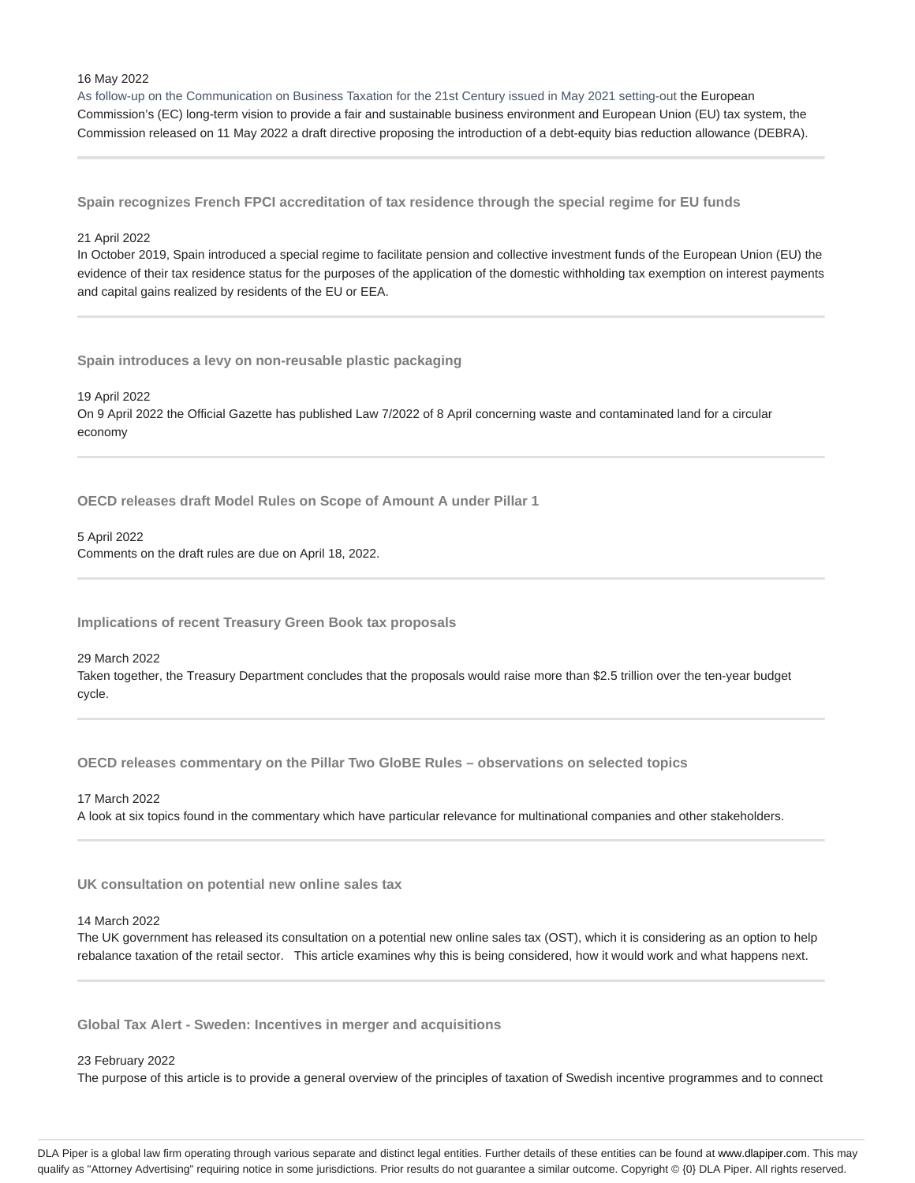16 May 2022

As follow-up on the Communication on Business Taxation for the 21st Century issued in May 2021 setting-out the European Commission's (EC) long-term vision to provide a fair and sustainable business environment and European Union (EU) tax system, the Commission released on 11 May 2022 a draft directive proposing the introduction of a debt-equity bias reduction allowance (DEBRA).

---

### Spain recognizes French FPCI accreditation of tax residence through the special regime for EU funds

21 April 2022

In October 2019, Spain introduced a special regime to facilitate pension and collective investment funds of the European Union (EU) the evidence of their tax residence status for the purposes of the application of the domestic withholding tax exemption on interest payments and capital gains realized by residents of the EU or EEA.

---

### Spain introduces a levy on non-reusable plastic packaging

19 April 2022

On 9 April 2022 the Official Gazette has published Law 7/2022 of 8 April concerning waste and contaminated land for a circular economy

---

### OECD releases draft Model Rules on Scope of Amount A under Pillar 1

5 April 2022

Comments on the draft rules are due on April 18, 2022.

---

### Implications of recent Treasury Green Book tax proposals

29 March 2022

Taken together, the Treasury Department concludes that the proposals would raise more than $2.5 trillion over the ten-year budget cycle.

---

### OECD releases commentary on the Pillar Two GloBE Rules – observations on selected topics

17 March 2022

A look at six topics found in the commentary which have particular relevance for multinational companies and other stakeholders.

---

### UK consultation on potential new online sales tax

14 March 2022

The UK government has released its consultation on a potential new online sales tax (OST), which it is considering as an option to help rebalance taxation of the retail sector. This article examines why this is being considered, how it would work and what happens next.

---

### Global Tax Alert - Sweden: Incentives in merger and acquisitions

23 February 2022

The purpose of this article is to provide a general overview of the principles of taxation of Swedish incentive programmes and to connect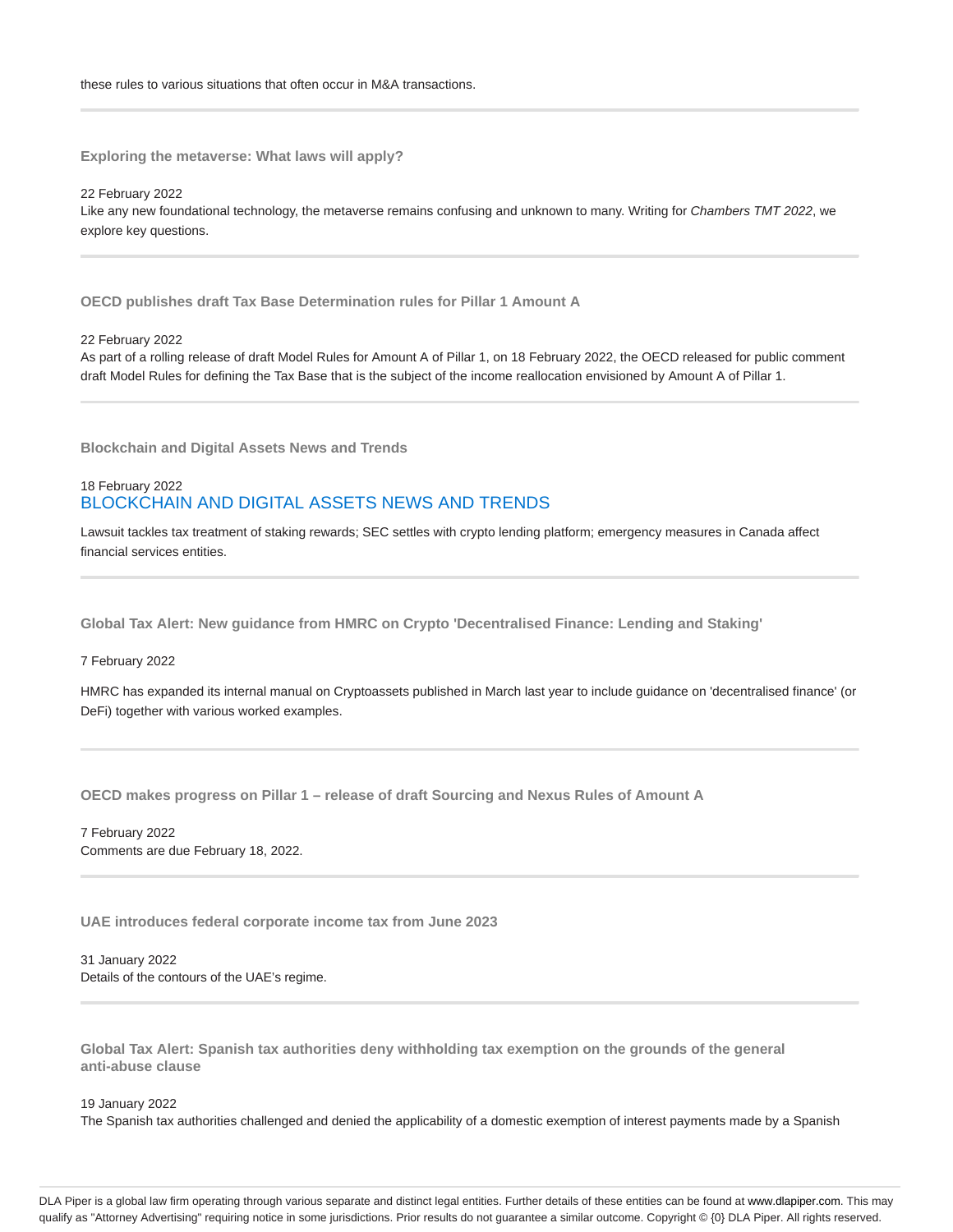these rules to various situations that often occur in M&A transactions.

---

### Exploring the metaverse: What laws will apply?

22 February 2022

Like any new foundational technology, the metaverse remains confusing and unknown to many. Writing for *Chambers TMT 2022*, we explore key questions.

---

### OECD publishes draft Tax Base Determination rules for Pillar 1 Amount A

22 February 2022

As part of a rolling release of draft Model Rules for Amount A of Pillar 1, on 18 February 2022, the OECD released for public comment draft Model Rules for defining the Tax Base that is the subject of the income reallocation envisioned by Amount A of Pillar 1.

---

### Blockchain and Digital Assets News and Trends

18 February 2022

BLOCKCHAIN AND DIGITAL ASSETS NEWS AND TRENDS

Lawsuit tackles tax treatment of staking rewards; SEC settles with crypto lending platform; emergency measures in Canada affect financial services entities.

---

### Global Tax Alert: New guidance from HMRC on Crypto 'Decentralised Finance: Lending and Staking'

7 February 2022

HMRC has expanded its internal manual on Cryptoassets published in March last year to include guidance on 'decentralised finance' (or DeFi) together with various worked examples.

---

### OECD makes progress on Pillar 1 – release of draft Sourcing and Nexus Rules of Amount A

7 February 2022

Comments are due February 18, 2022.

---

### UAE introduces federal corporate income tax from June 2023

31 January 2022

Details of the contours of the UAE's regime.

---

### Global Tax Alert: Spanish tax authorities deny withholding tax exemption on the grounds of the general anti-abuse clause

19 January 2022

The Spanish tax authorities challenged and denied the applicability of a domestic exemption of interest payments made by a Spanish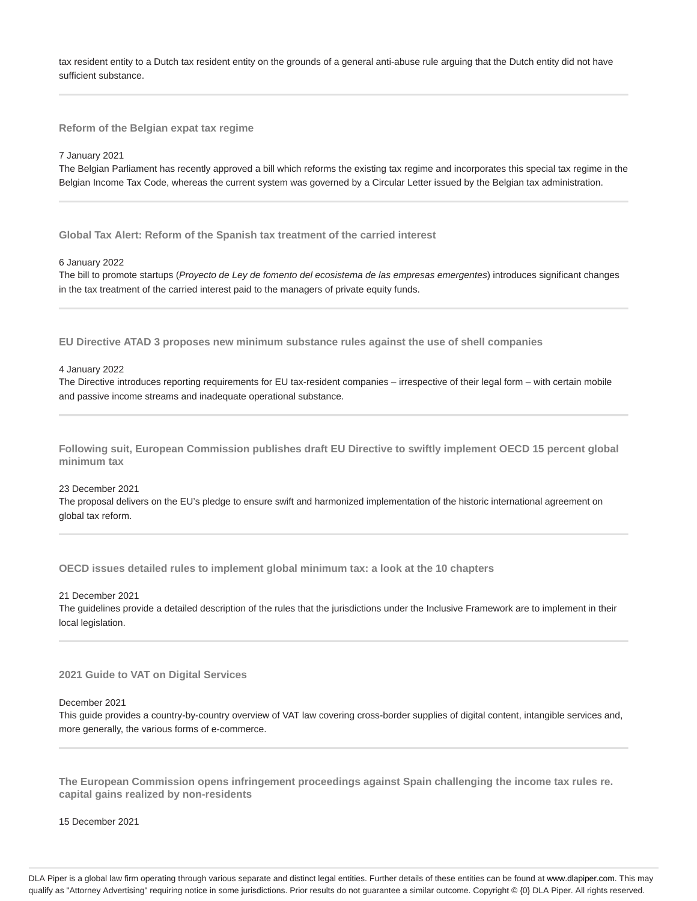tax resident entity to a Dutch tax resident entity on the grounds of a general anti-abuse rule arguing that the Dutch entity did not have sufficient substance.

---

### Reform of the Belgian expat tax regime

7 January 2021
The Belgian Parliament has recently approved a bill which reforms the existing tax regime and incorporates this special tax regime in the Belgian Income Tax Code, whereas the current system was governed by a Circular Letter issued by the Belgian tax administration.

---

### Global Tax Alert: Reform of the Spanish tax treatment of the carried interest

6 January 2022
The bill to promote startups (*Proyecto de Ley de fomento del ecosistema de las empresas emergentes*) introduces significant changes in the tax treatment of the carried interest paid to the managers of private equity funds.

---

### EU Directive ATAD 3 proposes new minimum substance rules against the use of shell companies

4 January 2022
The Directive introduces reporting requirements for EU tax-resident companies – irrespective of their legal form – with certain mobile and passive income streams and inadequate operational substance.

---

### Following suit, European Commission publishes draft EU Directive to swiftly implement OECD 15 percent global minimum tax

23 December 2021
The proposal delivers on the EU's pledge to ensure swift and harmonized implementation of the historic international agreement on global tax reform.

---

### OECD issues detailed rules to implement global minimum tax: a look at the 10 chapters

21 December 2021
The guidelines provide a detailed description of the rules that the jurisdictions under the Inclusive Framework are to implement in their local legislation.

---

### 2021 Guide to VAT on Digital Services

December 2021
This guide provides a country-by-country overview of VAT law covering cross-border supplies of digital content, intangible services and, more generally, the various forms of e-commerce.

---

### The European Commission opens infringement proceedings against Spain challenging the income tax rules re. capital gains realized by non-residents

15 December 2021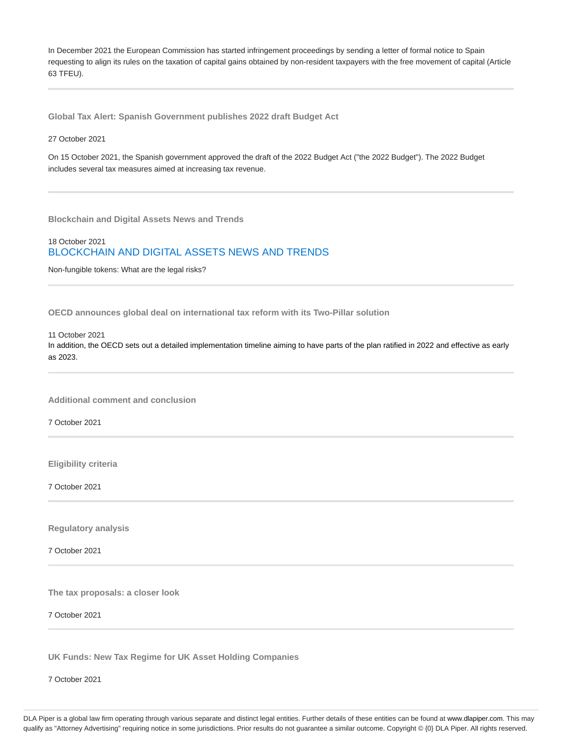In December 2021 the European Commission has started infringement proceedings by sending a letter of formal notice to Spain requesting to align its rules on the taxation of capital gains obtained by non-resident taxpayers with the free movement of capital (Article 63 TFEU).

---

### Global Tax Alert: Spanish Government publishes 2022 draft Budget Act

27 October 2021

On 15 October 2021, the Spanish government approved the draft of the 2022 Budget Act ("the 2022 Budget"). The 2022 Budget includes several tax measures aimed at increasing tax revenue.

---

### Blockchain and Digital Assets News and Trends

18 October 2021

BLOCKCHAIN AND DIGITAL ASSETS NEWS AND TRENDS

Non-fungible tokens: What are the legal risks?

---

### OECD announces global deal on international tax reform with its Two-Pillar solution

11 October 2021

In addition, the OECD sets out a detailed implementation timeline aiming to have parts of the plan ratified in 2022 and effective as early as 2023.

---

### Additional comment and conclusion

7 October 2021

---

### Eligibility criteria

7 October 2021

---

### Regulatory analysis

7 October 2021

---

### The tax proposals: a closer look

7 October 2021

---

### UK Funds: New Tax Regime for UK Asset Holding Companies

7 October 2021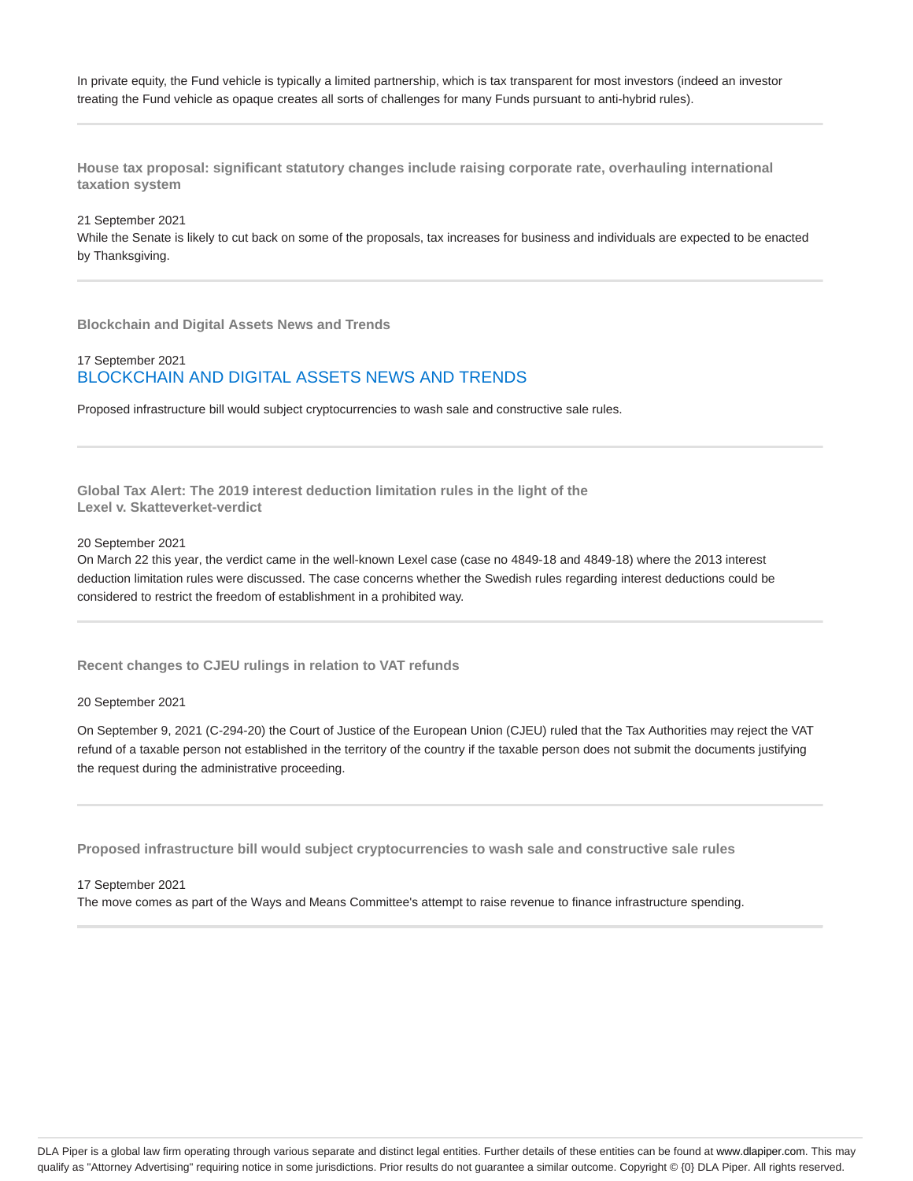In private equity, the Fund vehicle is typically a limited partnership, which is tax transparent for most investors (indeed an investor treating the Fund vehicle as opaque creates all sorts of challenges for many Funds pursuant to anti-hybrid rules).

---

### House tax proposal: significant statutory changes include raising corporate rate, overhauling international taxation system

21 September 2021

While the Senate is likely to cut back on some of the proposals, tax increases for business and individuals are expected to be enacted by Thanksgiving.

---

### Blockchain and Digital Assets News and Trends

17 September 2021

BLOCKCHAIN AND DIGITAL ASSETS NEWS AND TRENDS

Proposed infrastructure bill would subject cryptocurrencies to wash sale and constructive sale rules.

---

### Global Tax Alert: The 2019 interest deduction limitation rules in the light of the Lexel v. Skatteverket-verdict

20 September 2021

On March 22 this year, the verdict came in the well-known Lexel case (case no 4849-18 and 4849-18) where the 2013 interest deduction limitation rules were discussed. The case concerns whether the Swedish rules regarding interest deductions could be considered to restrict the freedom of establishment in a prohibited way.

---

### Recent changes to CJEU rulings in relation to VAT refunds

20 September 2021

On September 9, 2021 (C-294-20) the Court of Justice of the European Union (CJEU) ruled that the Tax Authorities may reject the VAT refund of a taxable person not established in the territory of the country if the taxable person does not submit the documents justifying the request during the administrative proceeding.

---

### Proposed infrastructure bill would subject cryptocurrencies to wash sale and constructive sale rules

17 September 2021

The move comes as part of the Ways and Means Committee's attempt to raise revenue to finance infrastructure spending.

---

DLA Piper is a global law firm operating through various separate and distinct legal entities. Further details of these entities can be found at www.dlapiper.com. This may qualify as "Attorney Advertising" requiring notice in some jurisdictions. Prior results do not guarantee a similar outcome. Copyright © {0} DLA Piper. All rights reserved.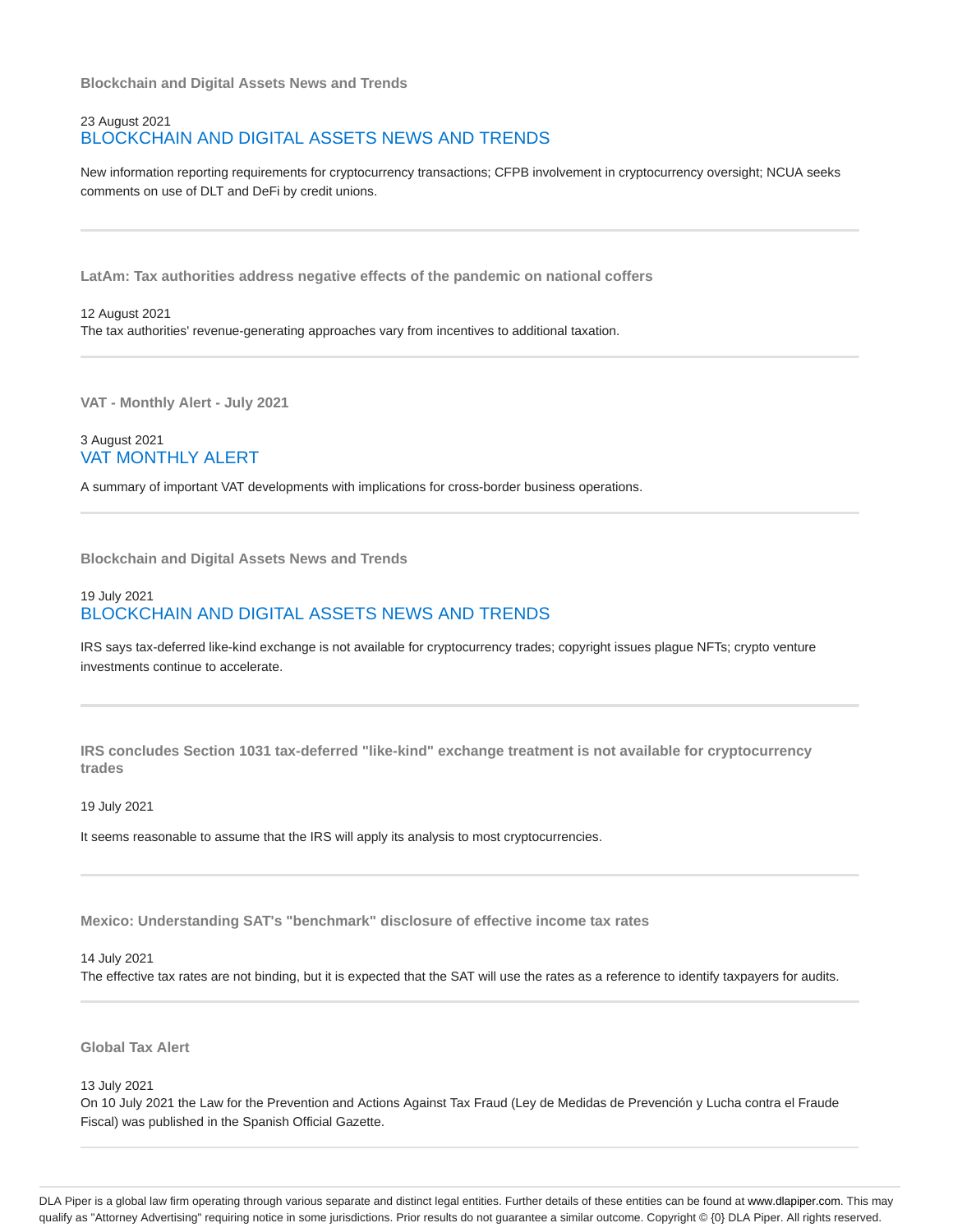**Blockchain and Digital Assets News and Trends**

23 August 2021

## BLOCKCHAIN AND DIGITAL ASSETS NEWS AND TRENDS

New information reporting requirements for cryptocurrency transactions; CFPB involvement in cryptocurrency oversight; NCUA seeks comments on use of DLT and DeFi by credit unions.

---

**LatAm: Tax authorities address negative effects of the pandemic on national coffers**

12 August 2021

The tax authorities' revenue-generating approaches vary from incentives to additional taxation.

---

**VAT - Monthly Alert - July 2021**

3 August 2021

## VAT MONTHLY ALERT

A summary of important VAT developments with implications for cross-border business operations.

---

**Blockchain and Digital Assets News and Trends**

19 July 2021

## BLOCKCHAIN AND DIGITAL ASSETS NEWS AND TRENDS

IRS says tax-deferred like-kind exchange is not available for cryptocurrency trades; copyright issues plague NFTs; crypto venture investments continue to accelerate.

---

**IRS concludes Section 1031 tax-deferred "like-kind" exchange treatment is not available for cryptocurrency trades**

19 July 2021

It seems reasonable to assume that the IRS will apply its analysis to most cryptocurrencies.

---

**Mexico: Understanding SAT's "benchmark" disclosure of effective income tax rates**

14 July 2021

The effective tax rates are not binding, but it is expected that the SAT will use the rates as a reference to identify taxpayers for audits.

---

**Global Tax Alert**

13 July 2021

On 10 July 2021 the Law for the Prevention and Actions Against Tax Fraud (Ley de Medidas de Prevención y Lucha contra el Fraude Fiscal) was published in the Spanish Official Gazette.

---

DLA Piper is a global law firm operating through various separate and distinct legal entities. Further details of these entities can be found at www.dlapiper.com. This may qualify as "Attorney Advertising" requiring notice in some jurisdictions. Prior results do not guarantee a similar outcome. Copyright © {0} DLA Piper. All rights reserved.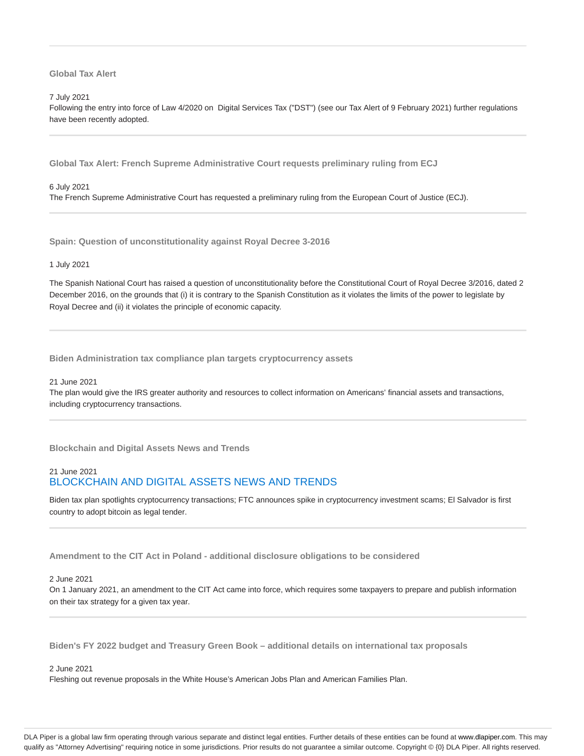### Global Tax Alert

7 July 2021

Following the entry into force of Law 4/2020 on Digital Services Tax ("DST") (see our Tax Alert of 9 February 2021) further regulations have been recently adopted.

### Global Tax Alert: French Supreme Administrative Court requests preliminary ruling from ECJ

6 July 2021

The French Supreme Administrative Court has requested a preliminary ruling from the European Court of Justice (ECJ).

### Spain: Question of unconstitutionality against Royal Decree 3-2016

1 July 2021

The Spanish National Court has raised a question of unconstitutionality before the Constitutional Court of Royal Decree 3/2016, dated 2 December 2016, on the grounds that (i) it is contrary to the Spanish Constitution as it violates the limits of the power to legislate by Royal Decree and (ii) it violates the principle of economic capacity.

### Biden Administration tax compliance plan targets cryptocurrency assets

21 June 2021

The plan would give the IRS greater authority and resources to collect information on Americans' financial assets and transactions, including cryptocurrency transactions.

### Blockchain and Digital Assets News and Trends

21 June 2021

BLOCKCHAIN AND DIGITAL ASSETS NEWS AND TRENDS

Biden tax plan spotlights cryptocurrency transactions; FTC announces spike in cryptocurrency investment scams; El Salvador is first country to adopt bitcoin as legal tender.

### Amendment to the CIT Act in Poland - additional disclosure obligations to be considered

2 June 2021

On 1 January 2021, an amendment to the CIT Act came into force, which requires some taxpayers to prepare and publish information on their tax strategy for a given tax year.

### Biden's FY 2022 budget and Treasury Green Book – additional details on international tax proposals

2 June 2021

Fleshing out revenue proposals in the White House's American Jobs Plan and American Families Plan.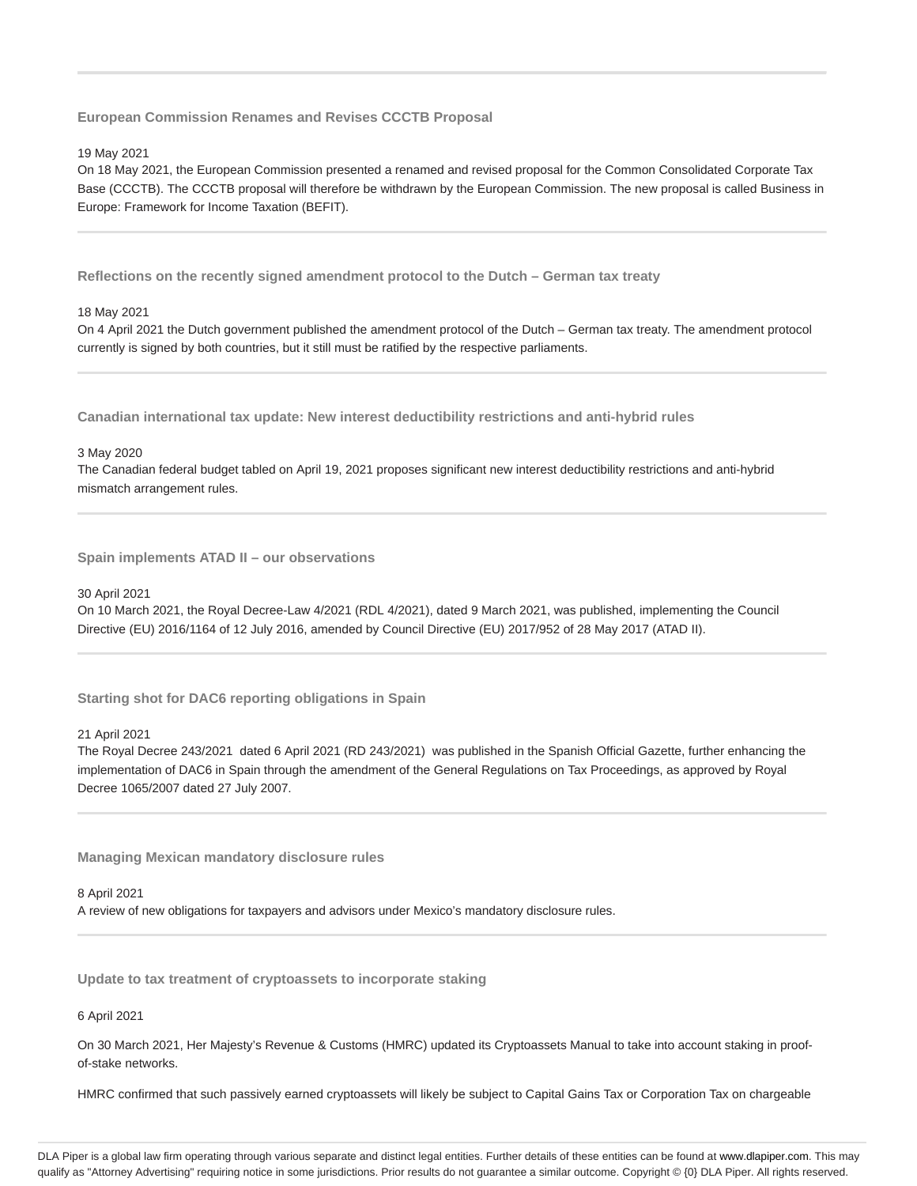### European Commission Renames and Revises CCCTB Proposal

19 May 2021

On 18 May 2021, the European Commission presented a renamed and revised proposal for the Common Consolidated Corporate Tax Base (CCCTB). The CCCTB proposal will therefore be withdrawn by the European Commission. The new proposal is called Business in Europe: Framework for Income Taxation (BEFIT).

---

### Reflections on the recently signed amendment protocol to the Dutch – German tax treaty

18 May 2021

On 4 April 2021 the Dutch government published the amendment protocol of the Dutch – German tax treaty. The amendment protocol currently is signed by both countries, but it still must be ratified by the respective parliaments.

---

### Canadian international tax update: New interest deductibility restrictions and anti-hybrid rules

3 May 2020

The Canadian federal budget tabled on April 19, 2021 proposes significant new interest deductibility restrictions and anti-hybrid mismatch arrangement rules.

---

### Spain implements ATAD II – our observations

30 April 2021

On 10 March 2021, the Royal Decree-Law 4/2021 (RDL 4/2021), dated 9 March 2021, was published, implementing the Council Directive (EU) 2016/1164 of 12 July 2016, amended by Council Directive (EU) 2017/952 of 28 May 2017 (ATAD II).

---

### Starting shot for DAC6 reporting obligations in Spain

21 April 2021

The Royal Decree 243/2021 dated 6 April 2021 (RD 243/2021) was published in the Spanish Official Gazette, further enhancing the implementation of DAC6 in Spain through the amendment of the General Regulations on Tax Proceedings, as approved by Royal Decree 1065/2007 dated 27 July 2007.

---

### Managing Mexican mandatory disclosure rules

8 April 2021

A review of new obligations for taxpayers and advisors under Mexico's mandatory disclosure rules.

---

### Update to tax treatment of cryptoassets to incorporate staking

6 April 2021

On 30 March 2021, Her Majesty's Revenue & Customs (HMRC) updated its Cryptoassets Manual to take into account staking in proof-of-stake networks.

HMRC confirmed that such passively earned cryptoassets will likely be subject to Capital Gains Tax or Corporation Tax on chargeable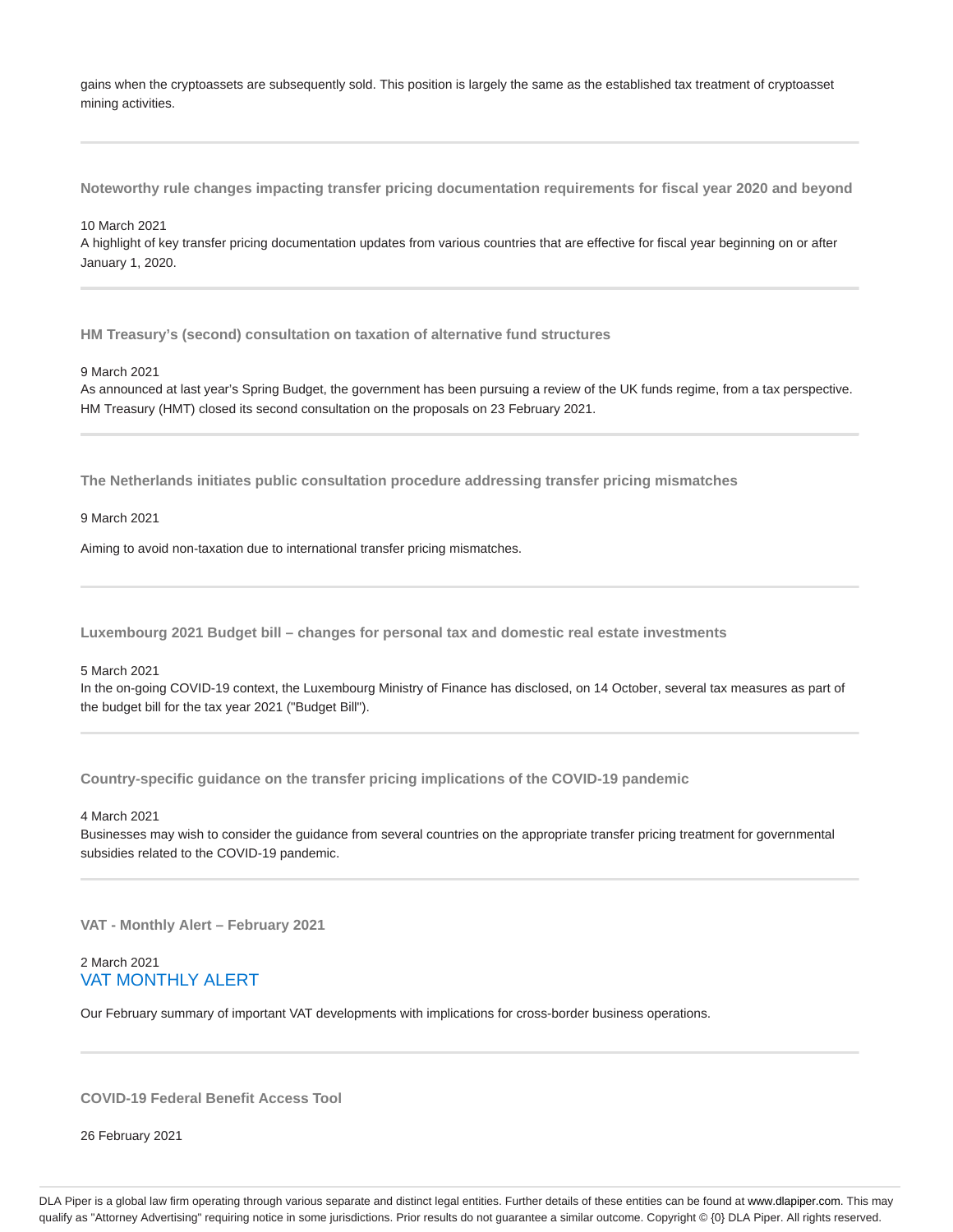gains when the cryptoassets are subsequently sold. This position is largely the same as the established tax treatment of cryptoasset mining activities.

---

### Noteworthy rule changes impacting transfer pricing documentation requirements for fiscal year 2020 and beyond

10 March 2021

A highlight of key transfer pricing documentation updates from various countries that are effective for fiscal year beginning on or after January 1, 2020.

---

### HM Treasury's (second) consultation on taxation of alternative fund structures

9 March 2021

As announced at last year's Spring Budget, the government has been pursuing a review of the UK funds regime, from a tax perspective. HM Treasury (HMT) closed its second consultation on the proposals on 23 February 2021.

---

### The Netherlands initiates public consultation procedure addressing transfer pricing mismatches

9 March 2021

Aiming to avoid non-taxation due to international transfer pricing mismatches.

---

### Luxembourg 2021 Budget bill – changes for personal tax and domestic real estate investments

5 March 2021

In the on-going COVID-19 context, the Luxembourg Ministry of Finance has disclosed, on 14 October, several tax measures as part of the budget bill for the tax year 2021 ("Budget Bill").

---

### Country-specific guidance on the transfer pricing implications of the COVID-19 pandemic

4 March 2021

Businesses may wish to consider the guidance from several countries on the appropriate transfer pricing treatment for governmental subsidies related to the COVID-19 pandemic.

---

### VAT - Monthly Alert – February 2021

2 March 2021

VAT MONTHLY ALERT

Our February summary of important VAT developments with implications for cross-border business operations.

---

### COVID-19 Federal Benefit Access Tool

26 February 2021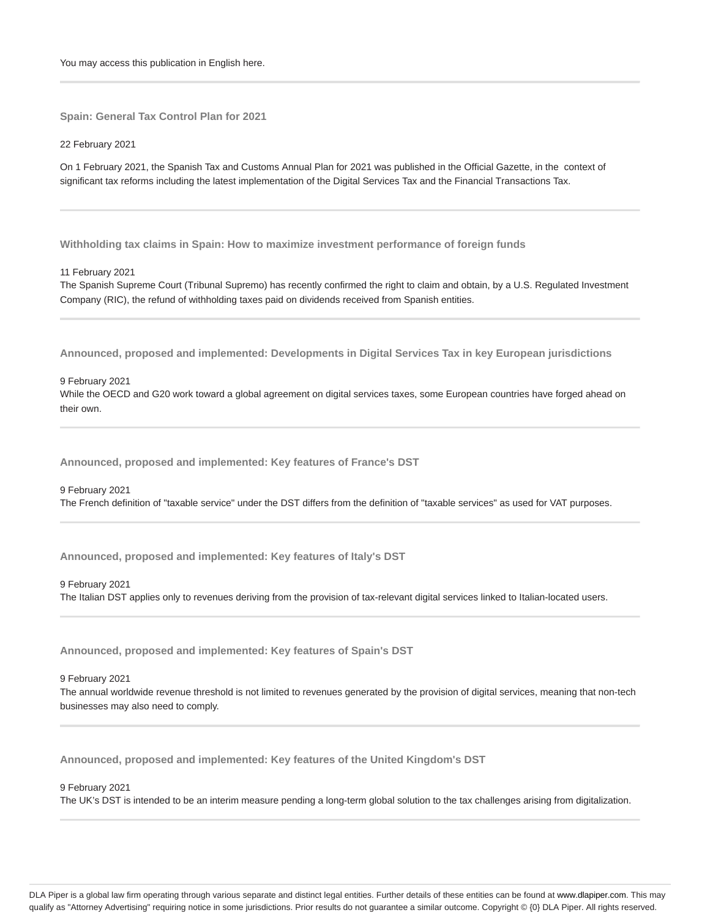You may access this publication in English here.

---

### Spain: General Tax Control Plan for 2021

22 February 2021

On 1 February 2021, the Spanish Tax and Customs Annual Plan for 2021 was published in the Official Gazette, in the context of significant tax reforms including the latest implementation of the Digital Services Tax and the Financial Transactions Tax.

---

### Withholding tax claims in Spain: How to maximize investment performance of foreign funds

11 February 2021

The Spanish Supreme Court (Tribunal Supremo) has recently confirmed the right to claim and obtain, by a U.S. Regulated Investment Company (RIC), the refund of withholding taxes paid on dividends received from Spanish entities.

---

### Announced, proposed and implemented: Developments in Digital Services Tax in key European jurisdictions

9 February 2021

While the OECD and G20 work toward a global agreement on digital services taxes, some European countries have forged ahead on their own.

---

### Announced, proposed and implemented: Key features of France's DST

9 February 2021

The French definition of "taxable service" under the DST differs from the definition of "taxable services" as used for VAT purposes.

---

### Announced, proposed and implemented: Key features of Italy's DST

9 February 2021

The Italian DST applies only to revenues deriving from the provision of tax-relevant digital services linked to Italian-located users.

---

### Announced, proposed and implemented: Key features of Spain's DST

9 February 2021

The annual worldwide revenue threshold is not limited to revenues generated by the provision of digital services, meaning that non-tech businesses may also need to comply.

---

### Announced, proposed and implemented: Key features of the United Kingdom's DST

9 February 2021

The UK's DST is intended to be an interim measure pending a long-term global solution to the tax challenges arising from digitalization.

---

DLA Piper is a global law firm operating through various separate and distinct legal entities. Further details of these entities can be found at www.dlapiper.com. This may qualify as "Attorney Advertising" requiring notice in some jurisdictions. Prior results do not guarantee a similar outcome. Copyright © {0} DLA Piper. All rights reserved.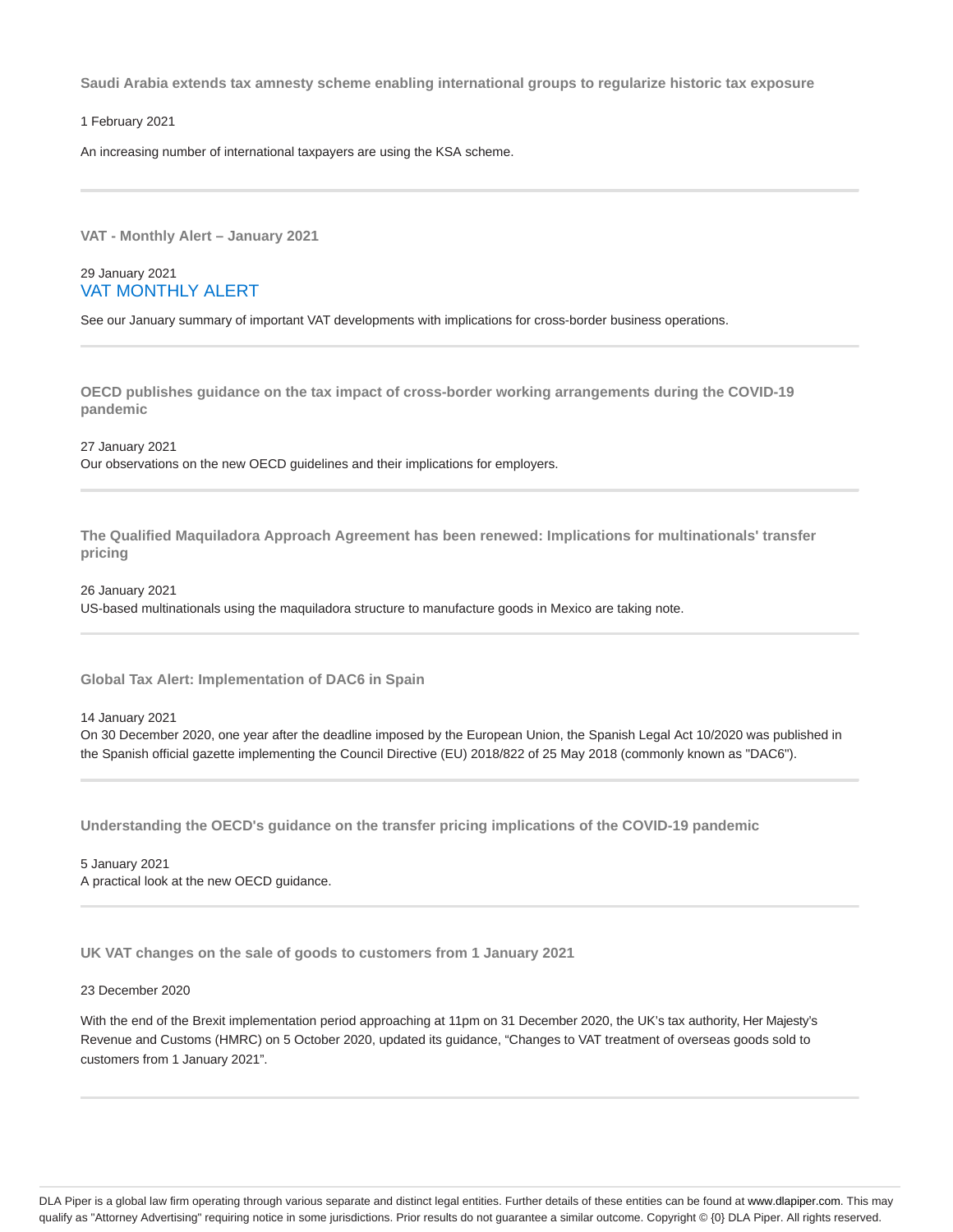### Saudi Arabia extends tax amnesty scheme enabling international groups to regularize historic tax exposure

1 February 2021

An increasing number of international taxpayers are using the KSA scheme.

---

### VAT - Monthly Alert – January 2021

29 January 2021

VAT MONTHLY ALERT

See our January summary of important VAT developments with implications for cross-border business operations.

---

### OECD publishes guidance on the tax impact of cross-border working arrangements during the COVID-19 pandemic

27 January 2021

Our observations on the new OECD guidelines and their implications for employers.

---

### The Qualified Maquiladora Approach Agreement has been renewed: Implications for multinationals' transfer pricing

26 January 2021

US-based multinationals using the maquiladora structure to manufacture goods in Mexico are taking note.

---

### Global Tax Alert: Implementation of DAC6 in Spain

14 January 2021

On 30 December 2020, one year after the deadline imposed by the European Union, the Spanish Legal Act 10/2020 was published in the Spanish official gazette implementing the Council Directive (EU) 2018/822 of 25 May 2018 (commonly known as "DAC6").

---

### Understanding the OECD's guidance on the transfer pricing implications of the COVID-19 pandemic

5 January 2021

A practical look at the new OECD guidance.

---

### UK VAT changes on the sale of goods to customers from 1 January 2021

23 December 2020

With the end of the Brexit implementation period approaching at 11pm on 31 December 2020, the UK's tax authority, Her Majesty's Revenue and Customs (HMRC) on 5 October 2020, updated its guidance, "Changes to VAT treatment of overseas goods sold to customers from 1 January 2021".

---

DLA Piper is a global law firm operating through various separate and distinct legal entities. Further details of these entities can be found at www.dlapiper.com. This may qualify as "Attorney Advertising" requiring notice in some jurisdictions. Prior results do not guarantee a similar outcome. Copyright © {0} DLA Piper. All rights reserved.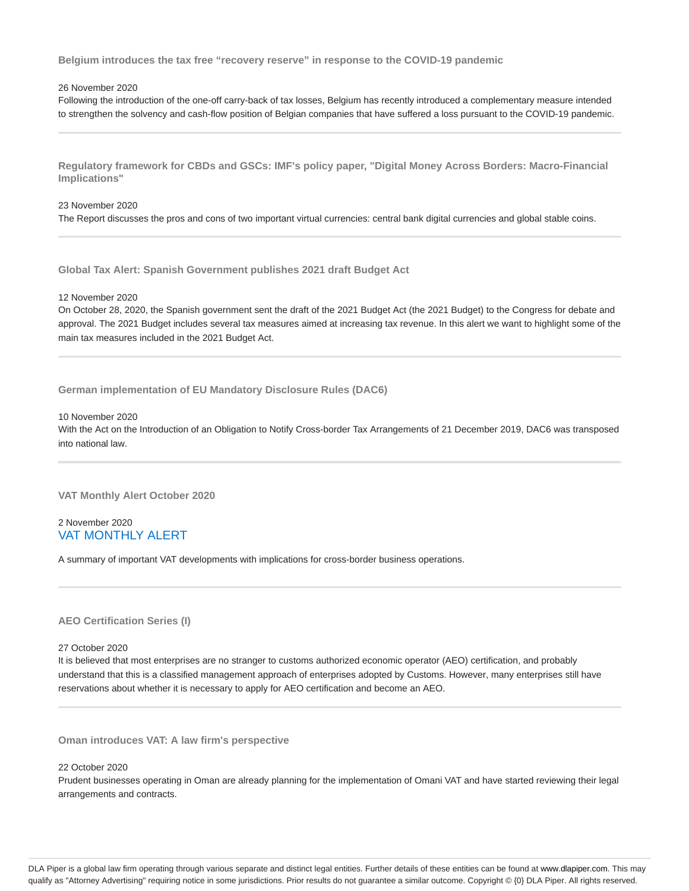### Belgium introduces the tax free “recovery reserve” in response to the COVID-19 pandemic

26 November 2020

Following the introduction of the one-off carry-back of tax losses, Belgium has recently introduced a complementary measure intended to strengthen the solvency and cash-flow position of Belgian companies that have suffered a loss pursuant to the COVID-19 pandemic.

---

### Regulatory framework for CBDs and GSCs: IMF's policy paper, "Digital Money Across Borders: Macro-Financial Implications"

23 November 2020

The Report discusses the pros and cons of two important virtual currencies: central bank digital currencies and global stable coins.

---

### Global Tax Alert: Spanish Government publishes 2021 draft Budget Act

12 November 2020

On October 28, 2020, the Spanish government sent the draft of the 2021 Budget Act (the 2021 Budget) to the Congress for debate and approval. The 2021 Budget includes several tax measures aimed at increasing tax revenue. In this alert we want to highlight some of the main tax measures included in the 2021 Budget Act.

---

### German implementation of EU Mandatory Disclosure Rules (DAC6)

10 November 2020

With the Act on the Introduction of an Obligation to Notify Cross-border Tax Arrangements of 21 December 2019, DAC6 was transposed into national law.

---

### VAT Monthly Alert October 2020

2 November 2020

VAT MONTHLY ALERT

A summary of important VAT developments with implications for cross-border business operations.

---

### AEO Certification Series (I)

27 October 2020

It is believed that most enterprises are no stranger to customs authorized economic operator (AEO) certification, and probably understand that this is a classified management approach of enterprises adopted by Customs. However, many enterprises still have reservations about whether it is necessary to apply for AEO certification and become an AEO.

---

### Oman introduces VAT: A law firm's perspective

22 October 2020

Prudent businesses operating in Oman are already planning for the implementation of Omani VAT and have started reviewing their legal arrangements and contracts.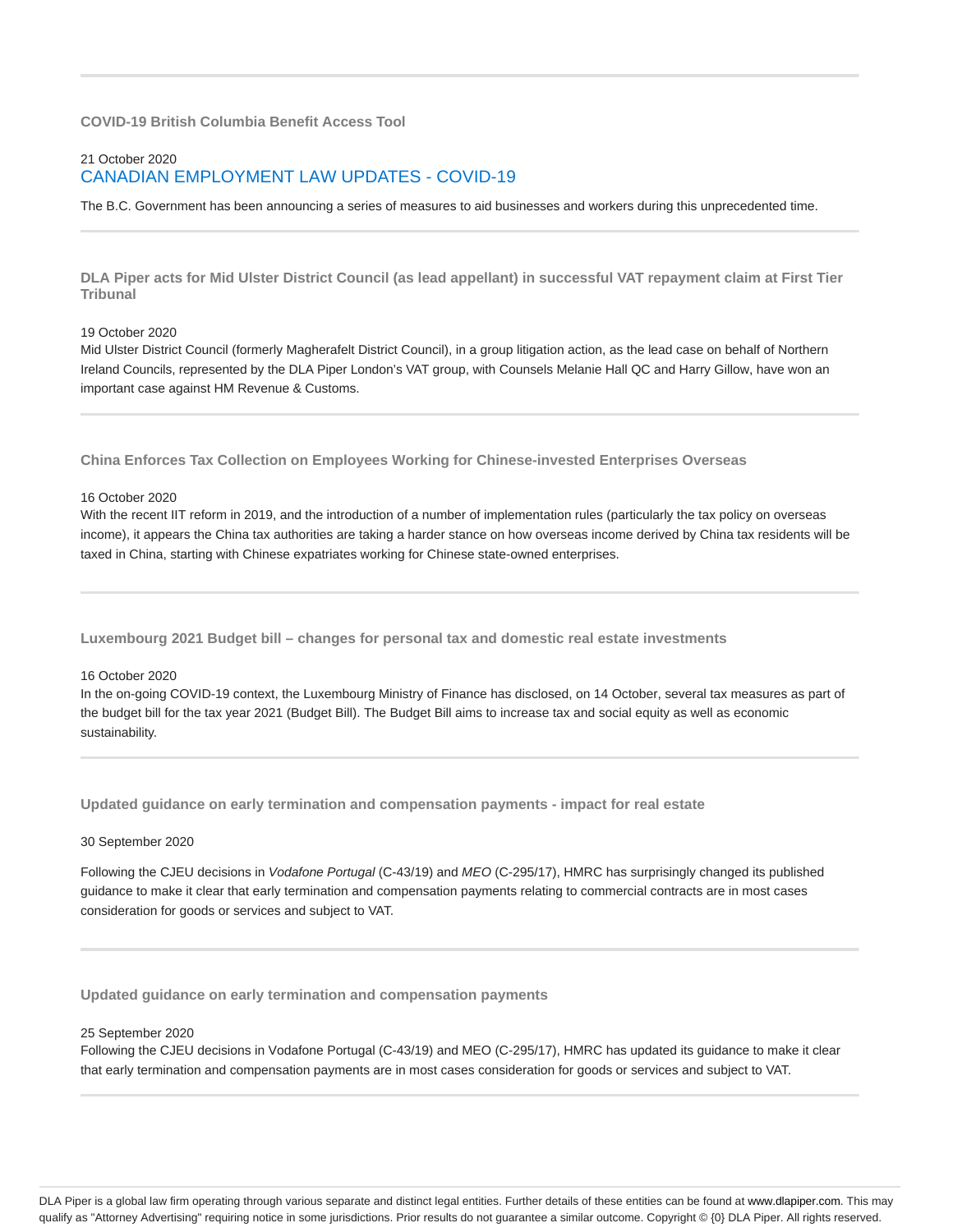### COVID-19 British Columbia Benefit Access Tool

21 October 2020

CANADIAN EMPLOYMENT LAW UPDATES - COVID-19

The B.C. Government has been announcing a series of measures to aid businesses and workers during this unprecedented time.

---

### DLA Piper acts for Mid Ulster District Council (as lead appellant) in successful VAT repayment claim at First Tier Tribunal

19 October 2020

Mid Ulster District Council (formerly Magherafelt District Council), in a group litigation action, as the lead case on behalf of Northern Ireland Councils, represented by the DLA Piper London's VAT group, with Counsels Melanie Hall QC and Harry Gillow, have won an important case against HM Revenue & Customs.

---

### China Enforces Tax Collection on Employees Working for Chinese-invested Enterprises Overseas

16 October 2020

With the recent IIT reform in 2019, and the introduction of a number of implementation rules (particularly the tax policy on overseas income), it appears the China tax authorities are taking a harder stance on how overseas income derived by China tax residents will be taxed in China, starting with Chinese expatriates working for Chinese state-owned enterprises.

---

### Luxembourg 2021 Budget bill – changes for personal tax and domestic real estate investments

16 October 2020

In the on-going COVID-19 context, the Luxembourg Ministry of Finance has disclosed, on 14 October, several tax measures as part of the budget bill for the tax year 2021 (Budget Bill). The Budget Bill aims to increase tax and social equity as well as economic sustainability.

---

### Updated guidance on early termination and compensation payments - impact for real estate

30 September 2020

Following the CJEU decisions in *Vodafone Portugal* (C-43/19) and *MEO* (C-295/17), HMRC has surprisingly changed its published guidance to make it clear that early termination and compensation payments relating to commercial contracts are in most cases consideration for goods or services and subject to VAT.

---

### Updated guidance on early termination and compensation payments

25 September 2020

Following the CJEU decisions in Vodafone Portugal (C-43/19) and MEO (C-295/17), HMRC has updated its guidance to make it clear that early termination and compensation payments are in most cases consideration for goods or services and subject to VAT.

---

DLA Piper is a global law firm operating through various separate and distinct legal entities. Further details of these entities can be found at www.dlapiper.com. This may qualify as "Attorney Advertising" requiring notice in some jurisdictions. Prior results do not guarantee a similar outcome. Copyright © {0} DLA Piper. All rights reserved.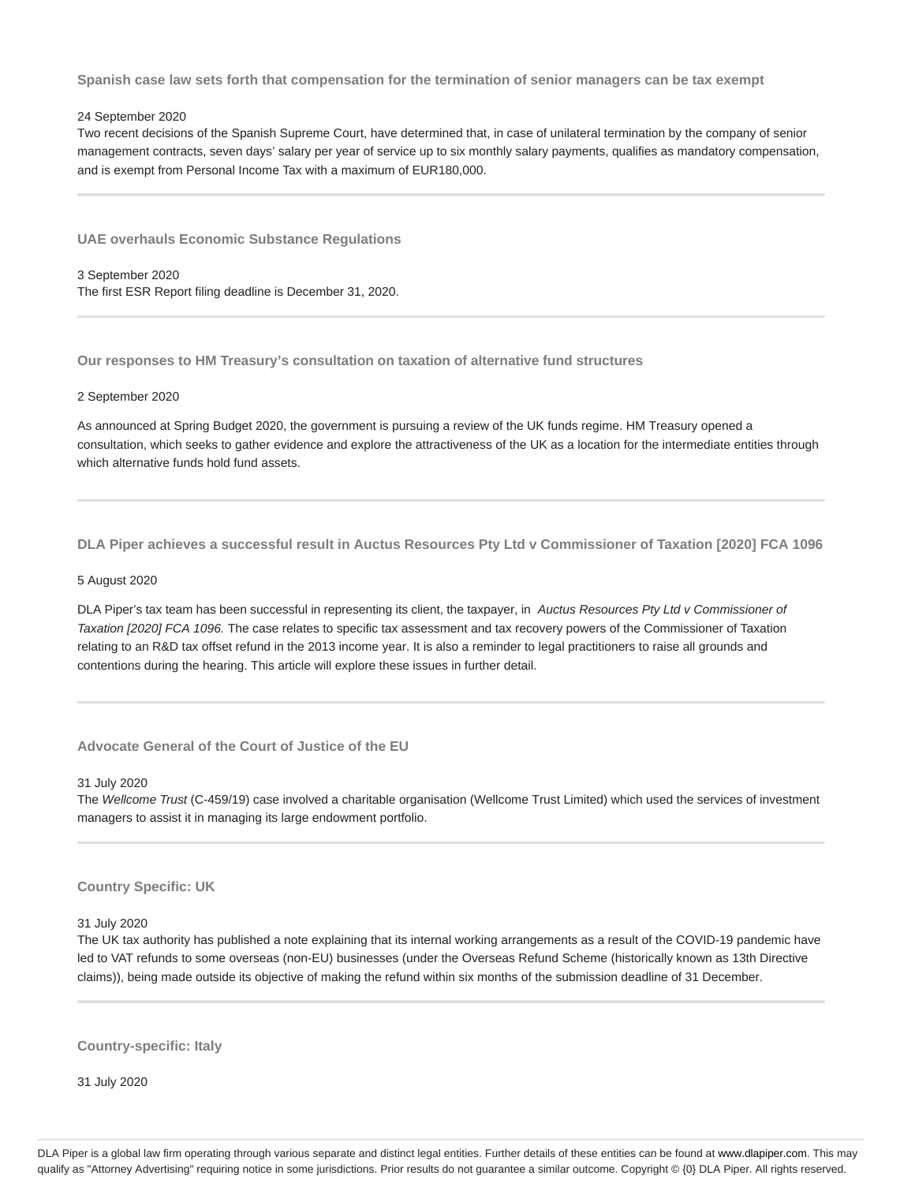### Spanish case law sets forth that compensation for the termination of senior managers can be tax exempt

24 September 2020

Two recent decisions of the Spanish Supreme Court, have determined that, in case of unilateral termination by the company of senior management contracts, seven days' salary per year of service up to six monthly salary payments, qualifies as mandatory compensation, and is exempt from Personal Income Tax with a maximum of EUR180,000.

---

### UAE overhauls Economic Substance Regulations

3 September 2020

The first ESR Report filing deadline is December 31, 2020.

---

### Our responses to HM Treasury's consultation on taxation of alternative fund structures

2 September 2020

As announced at Spring Budget 2020, the government is pursuing a review of the UK funds regime. HM Treasury opened a consultation, which seeks to gather evidence and explore the attractiveness of the UK as a location for the intermediate entities through which alternative funds hold fund assets.

---

### DLA Piper achieves a successful result in Auctus Resources Pty Ltd v Commissioner of Taxation [2020] FCA 1096

5 August 2020

DLA Piper's tax team has been successful in representing its client, the taxpayer, in *Auctus Resources Pty Ltd v Commissioner of Taxation [2020] FCA 1096.* The case relates to specific tax assessment and tax recovery powers of the Commissioner of Taxation relating to an R&D tax offset refund in the 2013 income year. It is also a reminder to legal practitioners to raise all grounds and contentions during the hearing. This article will explore these issues in further detail.

---

### Advocate General of the Court of Justice of the EU

31 July 2020

The *Wellcome Trust* (C-459/19) case involved a charitable organisation (Wellcome Trust Limited) which used the services of investment managers to assist it in managing its large endowment portfolio.

---

### Country Specific: UK

31 July 2020

The UK tax authority has published a note explaining that its internal working arrangements as a result of the COVID-19 pandemic have led to VAT refunds to some overseas (non-EU) businesses (under the Overseas Refund Scheme (historically known as 13th Directive claims)), being made outside its objective of making the refund within six months of the submission deadline of 31 December.

---

### Country-specific: Italy

31 July 2020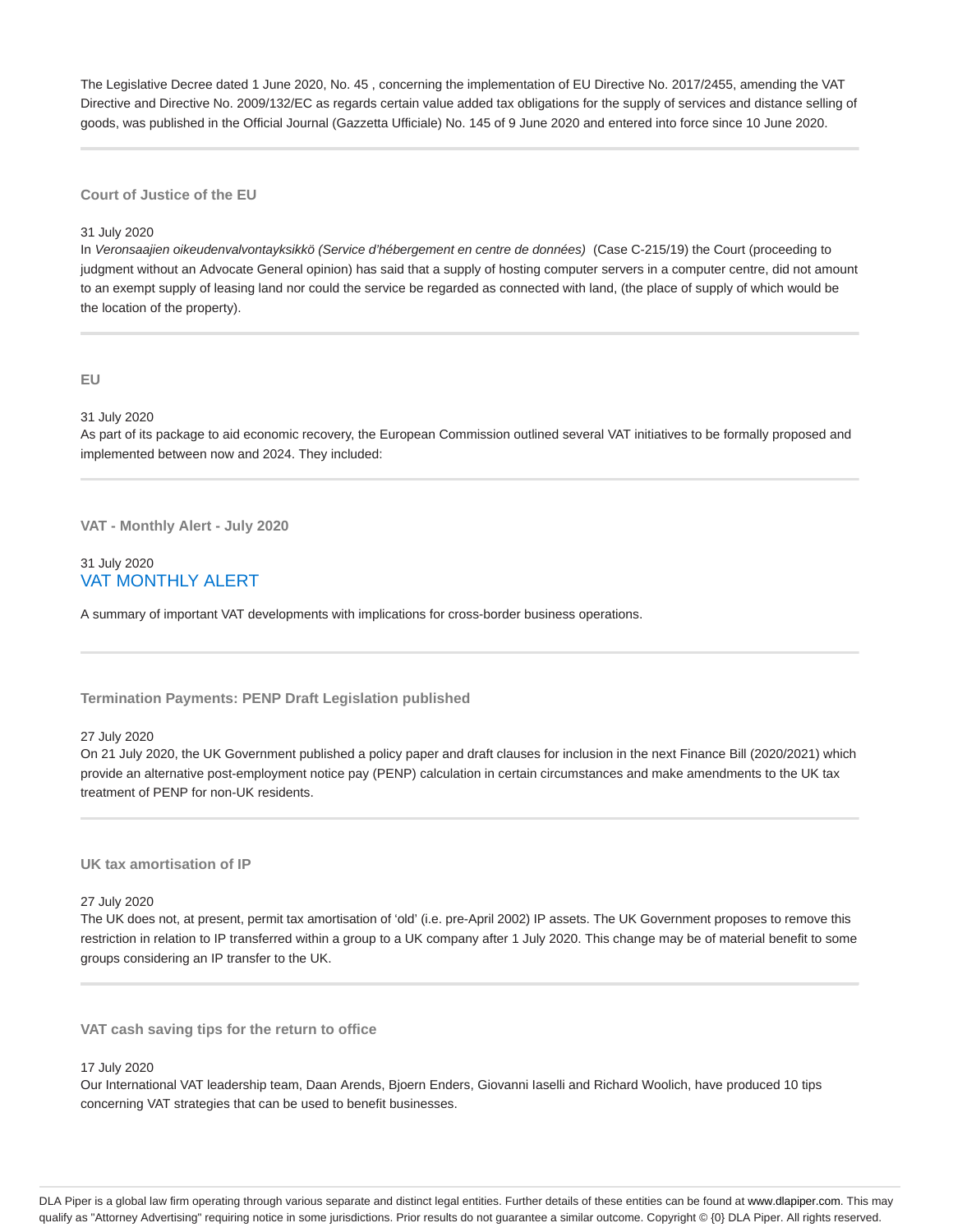The Legislative Decree dated 1 June 2020, No. 45 , concerning the implementation of EU Directive No. 2017/2455, amending the VAT Directive and Directive No. 2009/132/EC as regards certain value added tax obligations for the supply of services and distance selling of goods, was published in the Official Journal (Gazzetta Ufficiale) No. 145 of 9 June 2020 and entered into force since 10 June 2020.

---

### Court of Justice of the EU

31 July 2020

In *Veronsaajien oikeudenvalvontayksikkö (Service d'hébergement en centre de données)* (Case C-215/19) the Court (proceeding to judgment without an Advocate General opinion) has said that a supply of hosting computer servers in a computer centre, did not amount to an exempt supply of leasing land nor could the service be regarded as connected with land, (the place of supply of which would be the location of the property).

---

### EU

31 July 2020

As part of its package to aid economic recovery, the European Commission outlined several VAT initiatives to be formally proposed and implemented between now and 2024. They included:

---

### VAT - Monthly Alert - July 2020

31 July 2020

VAT MONTHLY ALERT

A summary of important VAT developments with implications for cross-border business operations.

---

### Termination Payments: PENP Draft Legislation published

27 July 2020

On 21 July 2020, the UK Government published a policy paper and draft clauses for inclusion in the next Finance Bill (2020/2021) which provide an alternative post-employment notice pay (PENP) calculation in certain circumstances and make amendments to the UK tax treatment of PENP for non-UK residents.

---

### UK tax amortisation of IP

27 July 2020

The UK does not, at present, permit tax amortisation of 'old' (i.e. pre-April 2002) IP assets. The UK Government proposes to remove this restriction in relation to IP transferred within a group to a UK company after 1 July 2020. This change may be of material benefit to some groups considering an IP transfer to the UK.

---

### VAT cash saving tips for the return to office

17 July 2020

Our International VAT leadership team, Daan Arends, Bjoern Enders, Giovanni Iaselli and Richard Woolich, have produced 10 tips concerning VAT strategies that can be used to benefit businesses.

DLA Piper is a global law firm operating through various separate and distinct legal entities. Further details of these entities can be found at www.dlapiper.com. This may qualify as "Attorney Advertising" requiring notice in some jurisdictions. Prior results do not guarantee a similar outcome. Copyright © {0} DLA Piper. All rights reserved.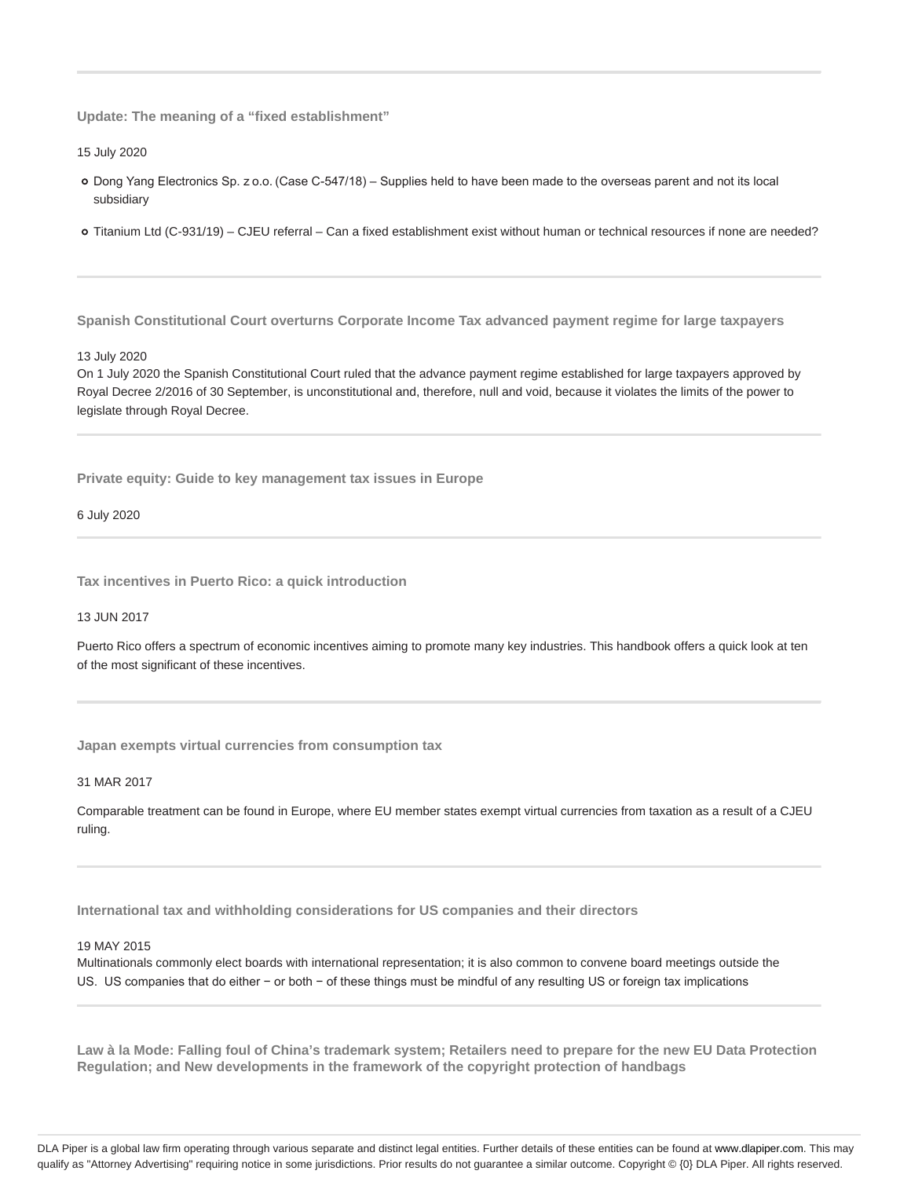---

### Update: The meaning of a "fixed establishment"

15 July 2020

- Dong Yang Electronics Sp. z o.o. (Case C-547/18) – Supplies held to have been made to the overseas parent and not its local subsidiary
- Titanium Ltd (C-931/19) – CJEU referral – Can a fixed establishment exist without human or technical resources if none are needed?

---

### Spanish Constitutional Court overturns Corporate Income Tax advanced payment regime for large taxpayers

13 July 2020

On 1 July 2020 the Spanish Constitutional Court ruled that the advance payment regime established for large taxpayers approved by Royal Decree 2/2016 of 30 September, is unconstitutional and, therefore, null and void, because it violates the limits of the power to legislate through Royal Decree.

---

### Private equity: Guide to key management tax issues in Europe

6 July 2020

---

### Tax incentives in Puerto Rico: a quick introduction

13 JUN 2017

Puerto Rico offers a spectrum of economic incentives aiming to promote many key industries. This handbook offers a quick look at ten of the most significant of these incentives.

---

### Japan exempts virtual currencies from consumption tax

31 MAR 2017

Comparable treatment can be found in Europe, where EU member states exempt virtual currencies from taxation as a result of a CJEU ruling.

---

### International tax and withholding considerations for US companies and their directors

19 MAY 2015

Multinationals commonly elect boards with international representation; it is also common to convene board meetings outside the US. US companies that do either − or both − of these things must be mindful of any resulting US or foreign tax implications

---

### Law à la Mode: Falling foul of China's trademark system; Retailers need to prepare for the new EU Data Protection Regulation; and New developments in the framework of the copyright protection of handbags

DLA Piper is a global law firm operating through various separate and distinct legal entities. Further details of these entities can be found at www.dlapiper.com. This may qualify as "Attorney Advertising" requiring notice in some jurisdictions. Prior results do not guarantee a similar outcome. Copyright © {0} DLA Piper. All rights reserved.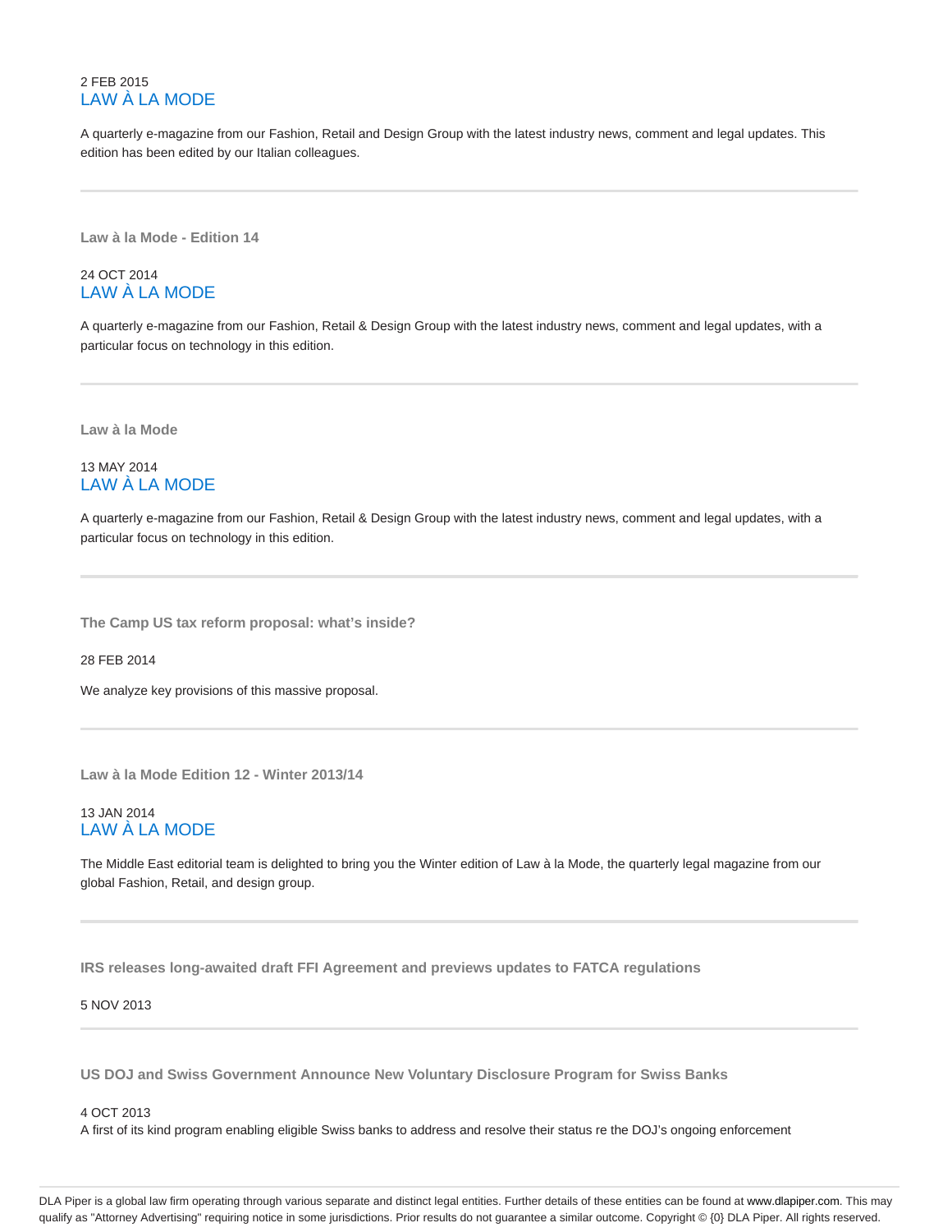2 FEB 2015

LAW À LA MODE

A quarterly e-magazine from our Fashion, Retail and Design Group with the latest industry news, comment and legal updates. This edition has been edited by our Italian colleagues.

---

**Law à la Mode - Edition 14**

24 OCT 2014

LAW À LA MODE

A quarterly e-magazine from our Fashion, Retail & Design Group with the latest industry news, comment and legal updates, with a particular focus on technology in this edition.

---

**Law à la Mode**

13 MAY 2014

LAW À LA MODE

A quarterly e-magazine from our Fashion, Retail & Design Group with the latest industry news, comment and legal updates, with a particular focus on technology in this edition.

---

**The Camp US tax reform proposal: what's inside?**

28 FEB 2014

We analyze key provisions of this massive proposal.

---

**Law à la Mode Edition 12 - Winter 2013/14**

13 JAN 2014

LAW À LA MODE

The Middle East editorial team is delighted to bring you the Winter edition of Law à la Mode, the quarterly legal magazine from our global Fashion, Retail, and design group.

---

**IRS releases long-awaited draft FFI Agreement and previews updates to FATCA regulations**

5 NOV 2013

---

**US DOJ and Swiss Government Announce New Voluntary Disclosure Program for Swiss Banks**

4 OCT 2013

A first of its kind program enabling eligible Swiss banks to address and resolve their status re the DOJ's ongoing enforcement

DLA Piper is a global law firm operating through various separate and distinct legal entities. Further details of these entities can be found at www.dlapiper.com. This may qualify as "Attorney Advertising" requiring notice in some jurisdictions. Prior results do not guarantee a similar outcome. Copyright © {0} DLA Piper. All rights reserved.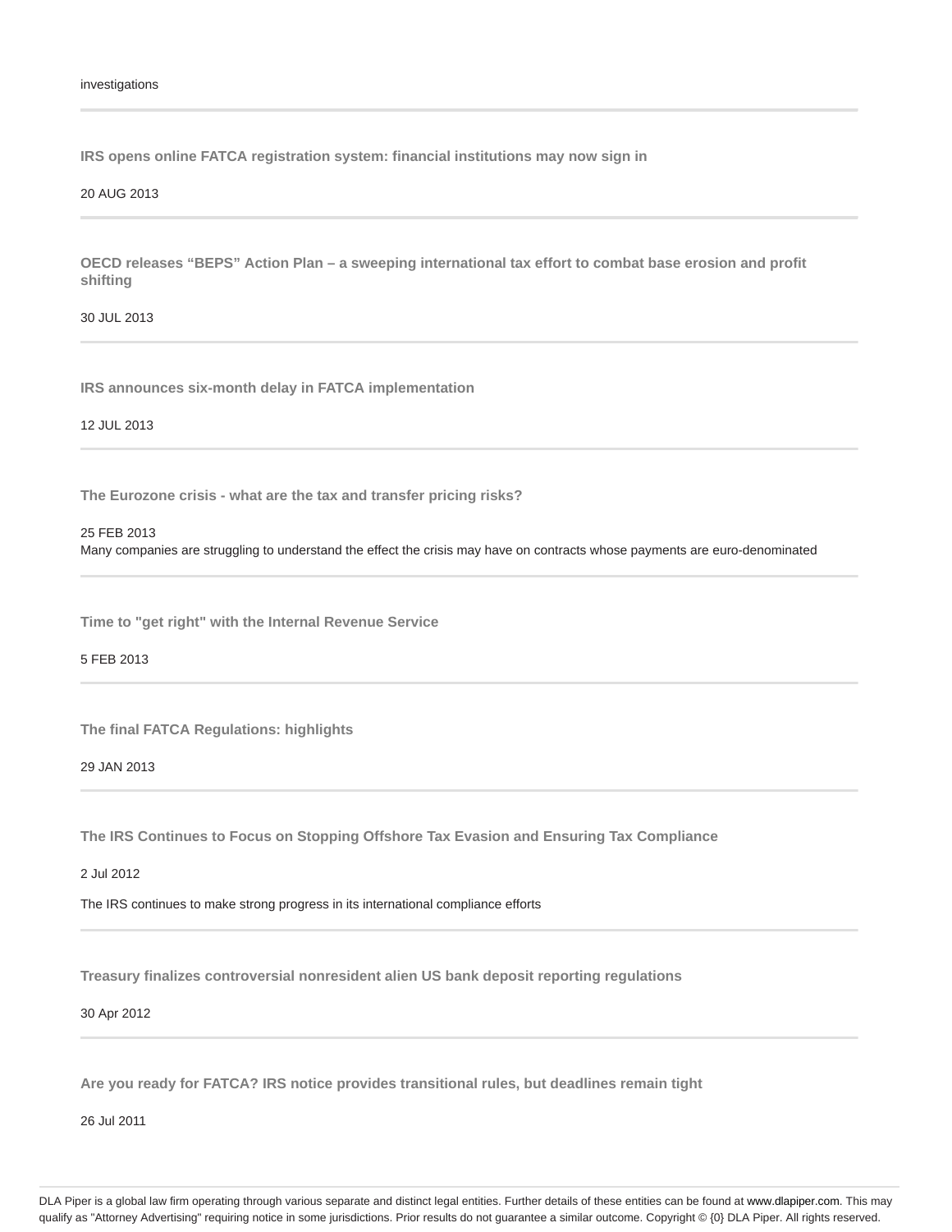investigations

---

**IRS opens online FATCA registration system: financial institutions may now sign in**

20 AUG 2013

---

**OECD releases "BEPS" Action Plan – a sweeping international tax effort to combat base erosion and profit shifting**

30 JUL 2013

---

**IRS announces six-month delay in FATCA implementation**

12 JUL 2013

---

**The Eurozone crisis - what are the tax and transfer pricing risks?**

25 FEB 2013
Many companies are struggling to understand the effect the crisis may have on contracts whose payments are euro-denominated

---

**Time to "get right" with the Internal Revenue Service**

5 FEB 2013

---

**The final FATCA Regulations: highlights**

29 JAN 2013

---

**The IRS Continues to Focus on Stopping Offshore Tax Evasion and Ensuring Tax Compliance**

2 Jul 2012

The IRS continues to make strong progress in its international compliance efforts

---

**Treasury finalizes controversial nonresident alien US bank deposit reporting regulations**

30 Apr 2012

---

**Are you ready for FATCA? IRS notice provides transitional rules, but deadlines remain tight**

26 Jul 2011

DLA Piper is a global law firm operating through various separate and distinct legal entities. Further details of these entities can be found at www.dlapiper.com. This may qualify as "Attorney Advertising" requiring notice in some jurisdictions. Prior results do not guarantee a similar outcome. Copyright © {0} DLA Piper. All rights reserved.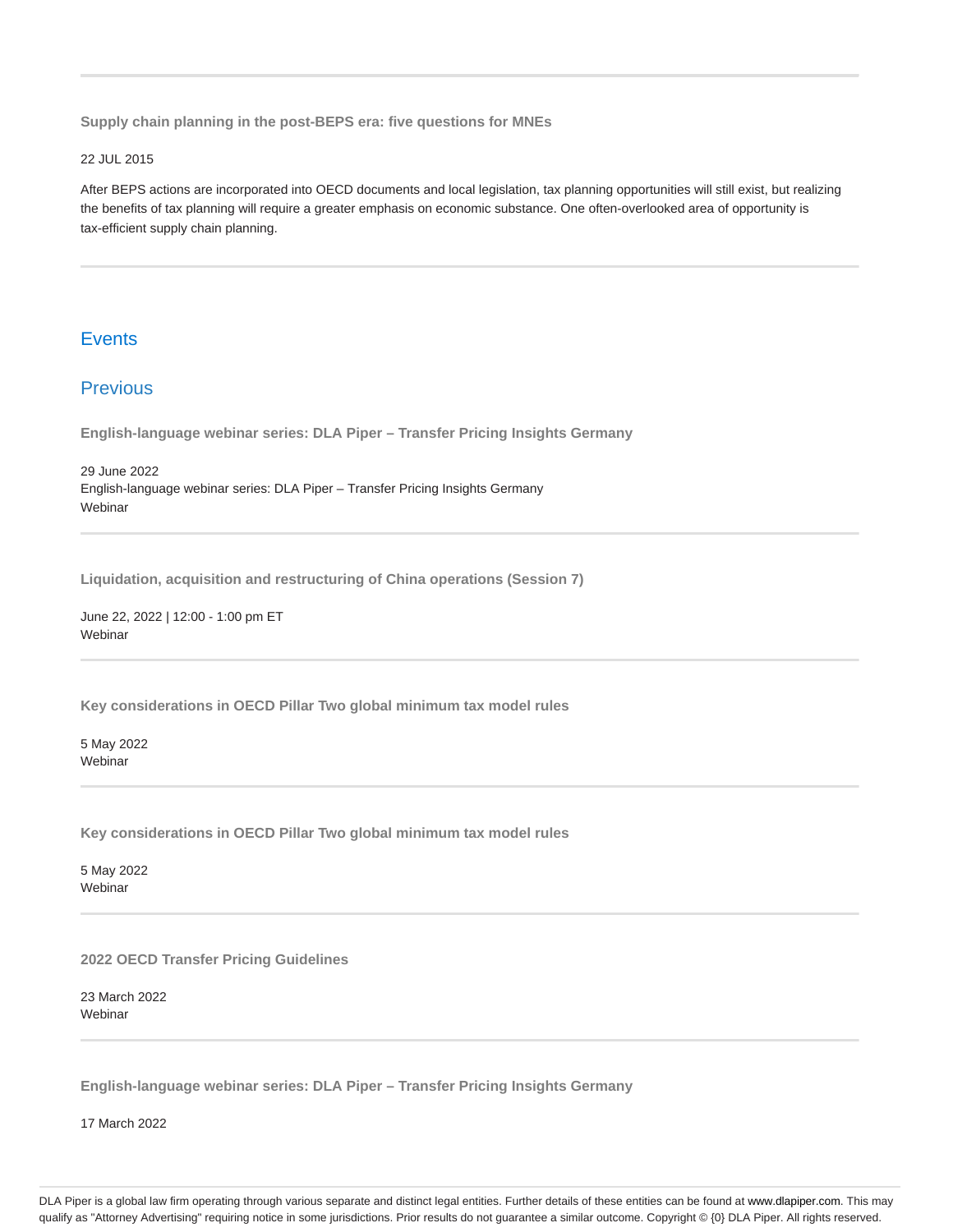**Supply chain planning in the post-BEPS era: five questions for MNEs**

22 JUL 2015

After BEPS actions are incorporated into OECD documents and local legislation, tax planning opportunities will still exist, but realizing the benefits of tax planning will require a greater emphasis on economic substance. One often-overlooked area of opportunity is tax-efficient supply chain planning.

## Events

## Previous

**English-language webinar series: DLA Piper – Transfer Pricing Insights Germany**

29 June 2022
English-language webinar series: DLA Piper – Transfer Pricing Insights Germany
Webinar

**Liquidation, acquisition and restructuring of China operations (Session 7)**

June 22, 2022 | 12:00 - 1:00 pm ET
Webinar

**Key considerations in OECD Pillar Two global minimum tax model rules**

5 May 2022
Webinar

**Key considerations in OECD Pillar Two global minimum tax model rules**

5 May 2022
Webinar

**2022 OECD Transfer Pricing Guidelines**

23 March 2022
Webinar

**English-language webinar series: DLA Piper – Transfer Pricing Insights Germany**

17 March 2022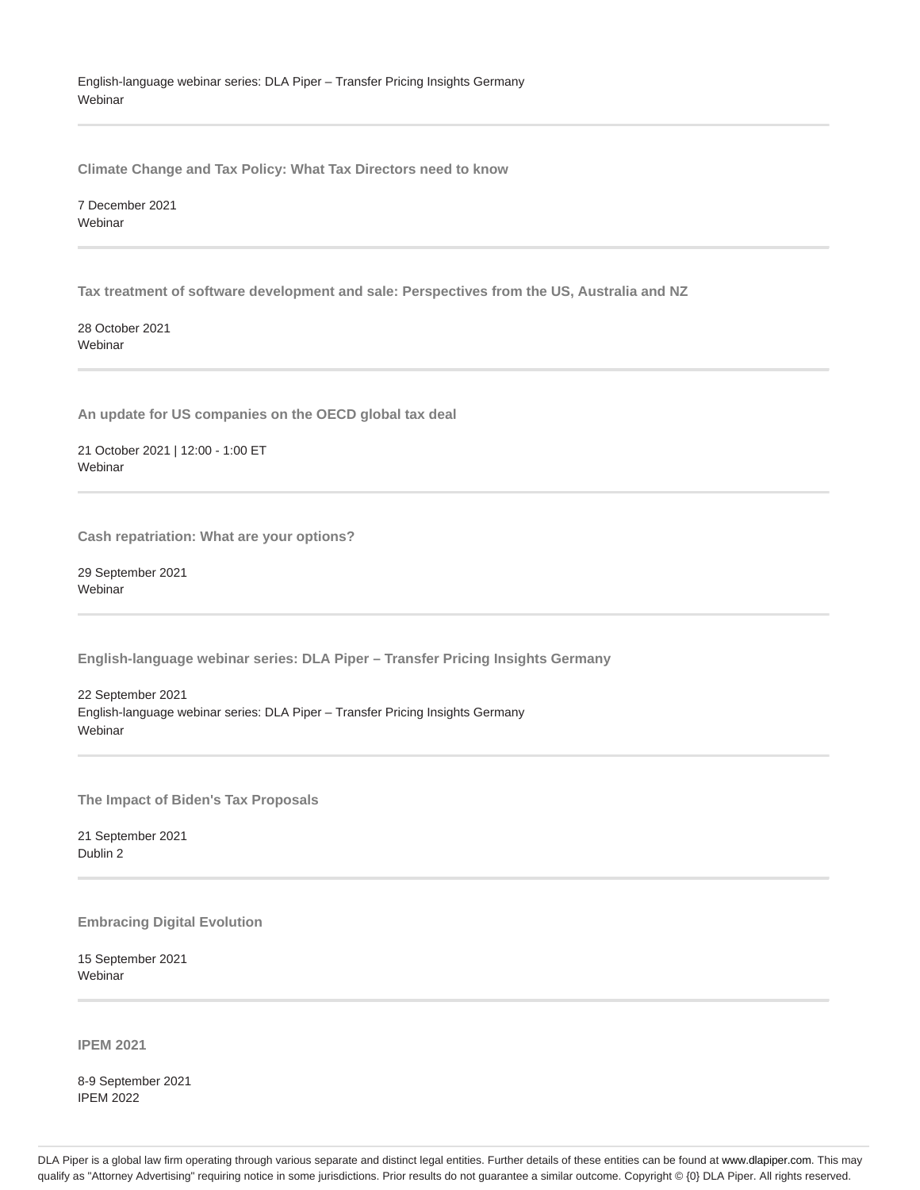English-language webinar series: DLA Piper – Transfer Pricing Insights Germany
Webinar

---

**Climate Change and Tax Policy: What Tax Directors need to know**

7 December 2021
Webinar

---

**Tax treatment of software development and sale: Perspectives from the US, Australia and NZ**

28 October 2021
Webinar

---

**An update for US companies on the OECD global tax deal**

21 October 2021 | 12:00 - 1:00 ET
Webinar

---

**Cash repatriation: What are your options?**

29 September 2021
Webinar

---

**English-language webinar series: DLA Piper – Transfer Pricing Insights Germany**

22 September 2021
English-language webinar series: DLA Piper – Transfer Pricing Insights Germany
Webinar

---

**The Impact of Biden's Tax Proposals**

21 September 2021
Dublin 2

---

**Embracing Digital Evolution**

15 September 2021
Webinar

---

**IPEM 2021**

8-9 September 2021
IPEM 2022

DLA Piper is a global law firm operating through various separate and distinct legal entities. Further details of these entities can be found at www.dlapiper.com. This may qualify as "Attorney Advertising" requiring notice in some jurisdictions. Prior results do not guarantee a similar outcome. Copyright © {0} DLA Piper. All rights reserved.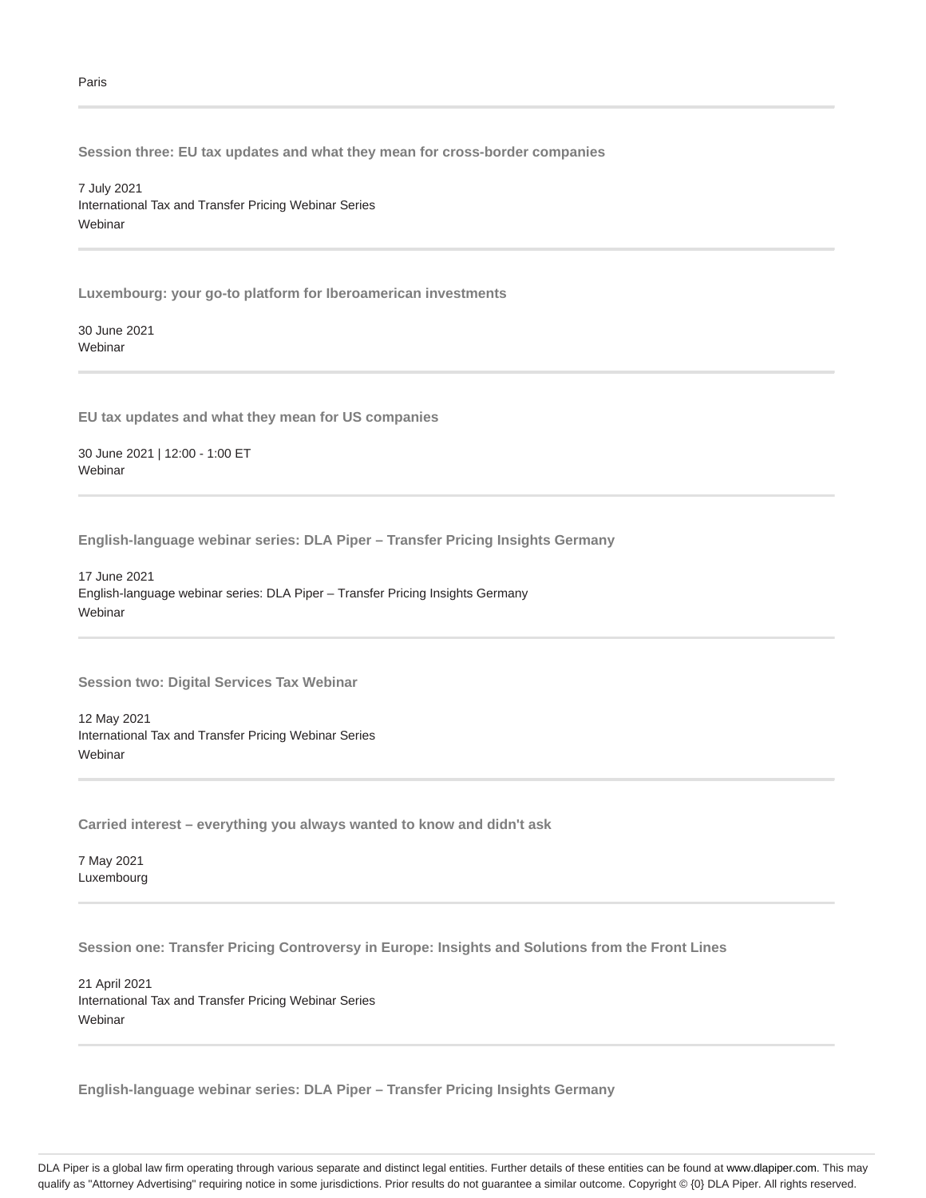Paris

---

**Session three: EU tax updates and what they mean for cross-border companies**

7 July 2021
International Tax and Transfer Pricing Webinar Series
Webinar

---

**Luxembourg: your go-to platform for Iberoamerican investments**

30 June 2021
Webinar

---

**EU tax updates and what they mean for US companies**

30 June 2021 | 12:00 - 1:00 ET
Webinar

---

**English-language webinar series: DLA Piper – Transfer Pricing Insights Germany**

17 June 2021
English-language webinar series: DLA Piper – Transfer Pricing Insights Germany
Webinar

---

**Session two: Digital Services Tax Webinar**

12 May 2021
International Tax and Transfer Pricing Webinar Series
Webinar

---

**Carried interest – everything you always wanted to know and didn't ask**

7 May 2021
Luxembourg

---

**Session one: Transfer Pricing Controversy in Europe: Insights and Solutions from the Front Lines**

21 April 2021
International Tax and Transfer Pricing Webinar Series
Webinar

---

**English-language webinar series: DLA Piper – Transfer Pricing Insights Germany**

DLA Piper is a global law firm operating through various separate and distinct legal entities. Further details of these entities can be found at www.dlapiper.com. This may qualify as "Attorney Advertising" requiring notice in some jurisdictions. Prior results do not guarantee a similar outcome. Copyright © {0} DLA Piper. All rights reserved.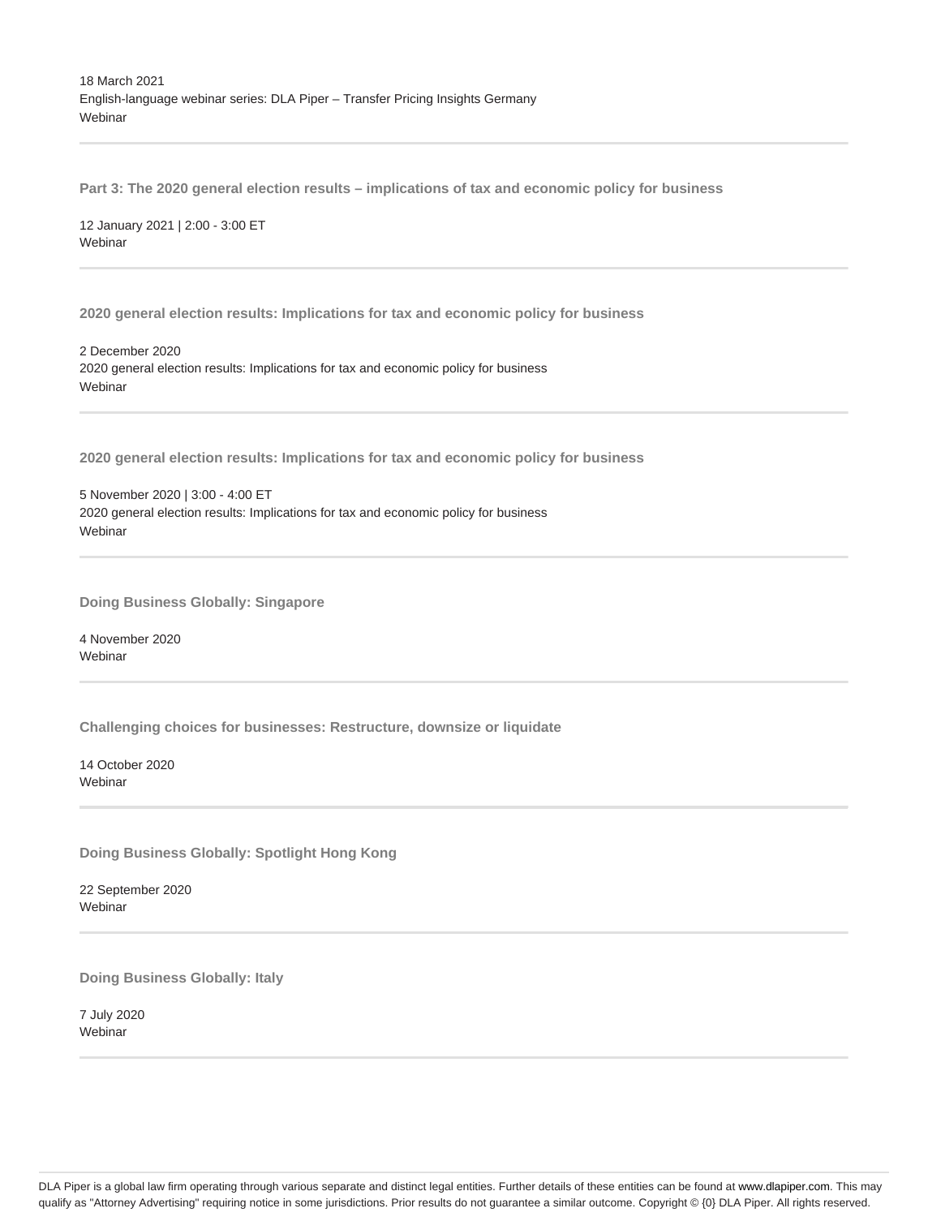18 March 2021
English-language webinar series: DLA Piper – Transfer Pricing Insights Germany
Webinar

---

**Part 3: The 2020 general election results – implications of tax and economic policy for business**

12 January 2021 | 2:00 - 3:00 ET
Webinar

---

**2020 general election results: Implications for tax and economic policy for business**

2 December 2020
2020 general election results: Implications for tax and economic policy for business
Webinar

---

**2020 general election results: Implications for tax and economic policy for business**

5 November 2020 | 3:00 - 4:00 ET
2020 general election results: Implications for tax and economic policy for business
Webinar

---

**Doing Business Globally: Singapore**

4 November 2020
Webinar

---

**Challenging choices for businesses: Restructure, downsize or liquidate**

14 October 2020
Webinar

---

**Doing Business Globally: Spotlight Hong Kong**

22 September 2020
Webinar

---

**Doing Business Globally: Italy**

7 July 2020
Webinar

---

DLA Piper is a global law firm operating through various separate and distinct legal entities. Further details of these entities can be found at www.dlapiper.com. This may qualify as "Attorney Advertising" requiring notice in some jurisdictions. Prior results do not guarantee a similar outcome. Copyright © {0} DLA Piper. All rights reserved.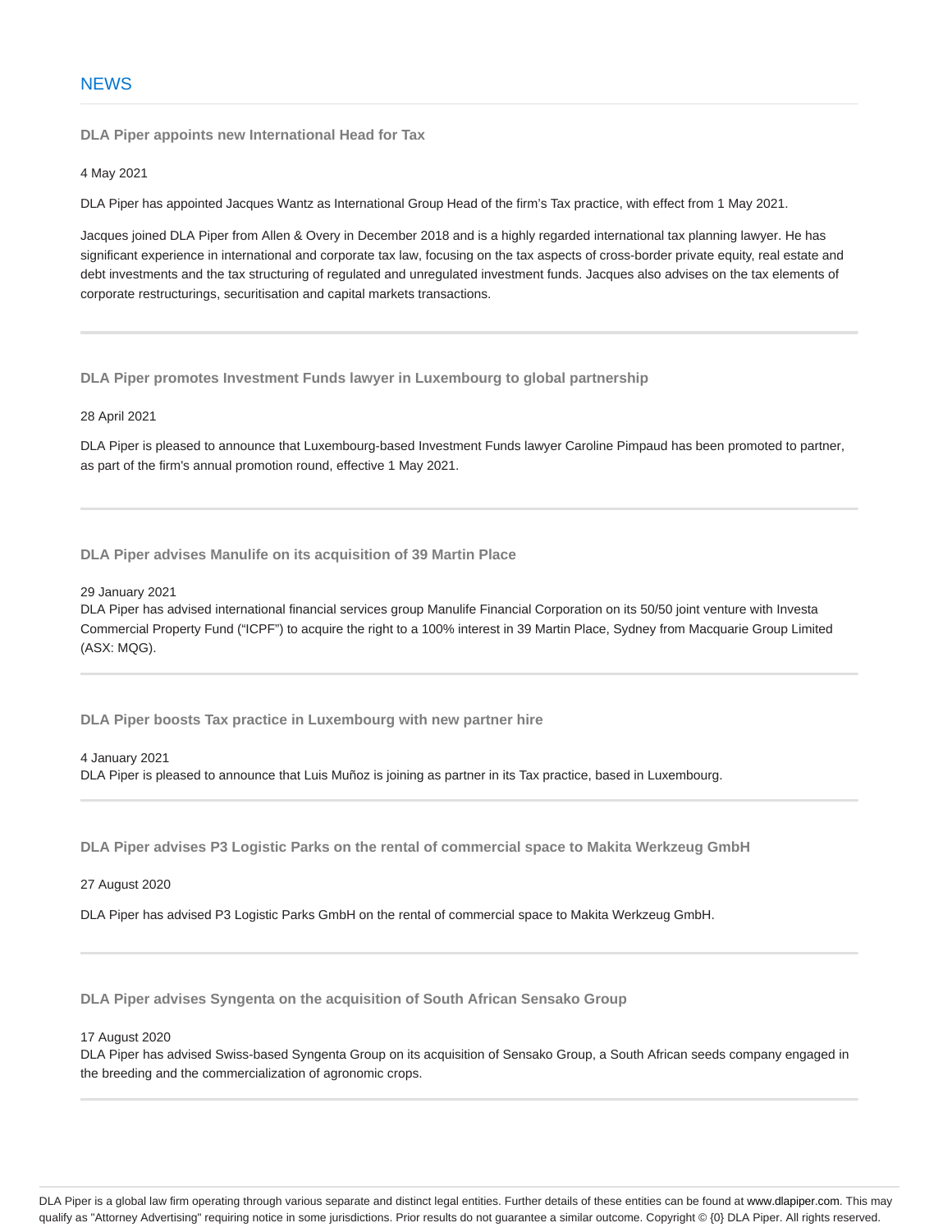## NEWS

### DLA Piper appoints new International Head for Tax

4 May 2021

DLA Piper has appointed Jacques Wantz as International Group Head of the firm's Tax practice, with effect from 1 May 2021.

Jacques joined DLA Piper from Allen & Overy in December 2018 and is a highly regarded international tax planning lawyer. He has significant experience in international and corporate tax law, focusing on the tax aspects of cross-border private equity, real estate and debt investments and the tax structuring of regulated and unregulated investment funds. Jacques also advises on the tax elements of corporate restructurings, securitisation and capital markets transactions.

### DLA Piper promotes Investment Funds lawyer in Luxembourg to global partnership

28 April 2021

DLA Piper is pleased to announce that Luxembourg-based Investment Funds lawyer Caroline Pimpaud has been promoted to partner, as part of the firm's annual promotion round, effective 1 May 2021.

### DLA Piper advises Manulife on its acquisition of 39 Martin Place

29 January 2021

DLA Piper has advised international financial services group Manulife Financial Corporation on its 50/50 joint venture with Investa Commercial Property Fund ("ICPF") to acquire the right to a 100% interest in 39 Martin Place, Sydney from Macquarie Group Limited (ASX: MQG).

### DLA Piper boosts Tax practice in Luxembourg with new partner hire

4 January 2021

DLA Piper is pleased to announce that Luis Muñoz is joining as partner in its Tax practice, based in Luxembourg.

### DLA Piper advises P3 Logistic Parks on the rental of commercial space to Makita Werkzeug GmbH

27 August 2020

DLA Piper has advised P3 Logistic Parks GmbH on the rental of commercial space to Makita Werkzeug GmbH.

### DLA Piper advises Syngenta on the acquisition of South African Sensako Group

17 August 2020

DLA Piper has advised Swiss-based Syngenta Group on its acquisition of Sensako Group, a South African seeds company engaged in the breeding and the commercialization of agronomic crops.

DLA Piper is a global law firm operating through various separate and distinct legal entities. Further details of these entities can be found at www.dlapiper.com. This may qualify as "Attorney Advertising" requiring notice in some jurisdictions. Prior results do not guarantee a similar outcome. Copyright © {0} DLA Piper. All rights reserved.